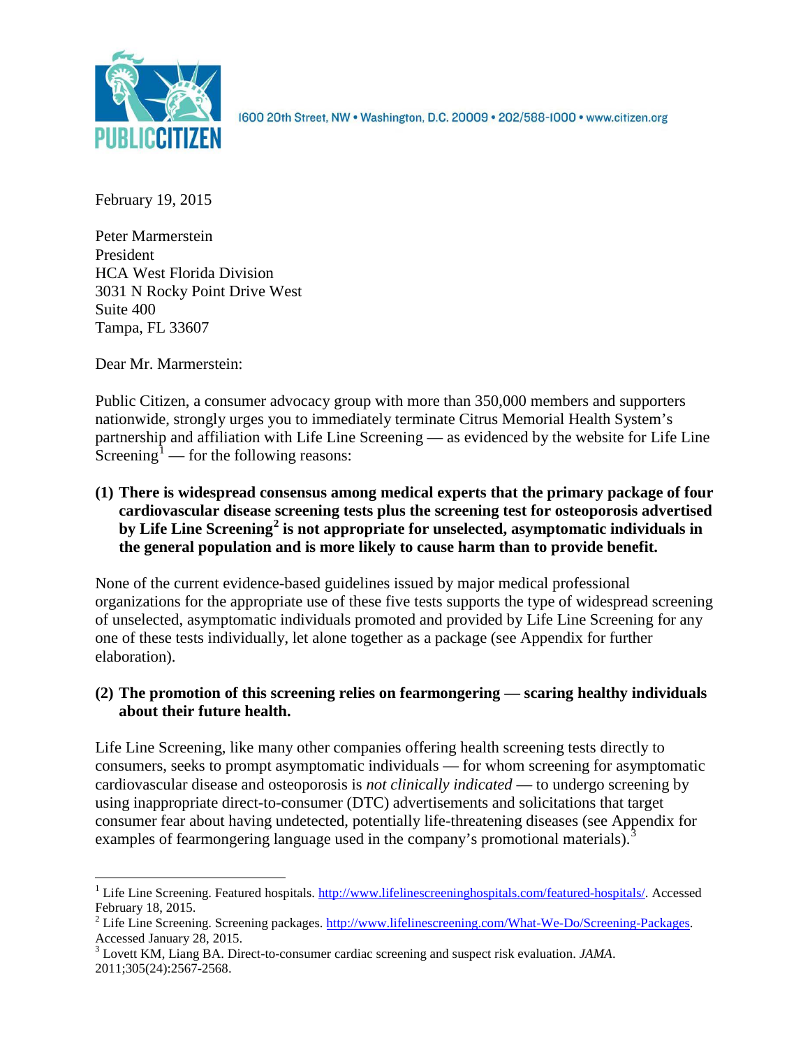PUBLIC CITIZEN

1600 20th Street, NW • Washington, D.C. 20009 • 202/588-1000 • www.citizen.org

February 19, 2015

Peter Marmerstein
President
HCA West Florida Division
3031 N Rocky Point Drive West
Suite 400
Tampa, FL 33607

Dear Mr. Marmerstein:

Public Citizen, a consumer advocacy group with more than 350,000 members and supporters nationwide, strongly urges you to immediately terminate Citrus Memorial Health System's partnership and affiliation with Life Line Screening — as evidenced by the website for Life Line Screening[1] — for the following reasons:

**(1) There is widespread consensus among medical experts that the primary package of four cardiovascular disease screening tests plus the screening test for osteoporosis advertised by Life Line Screening[2] is not appropriate for unselected, asymptomatic individuals in the general population and is more likely to cause harm than to provide benefit.**

None of the current evidence-based guidelines issued by major medical professional organizations for the appropriate use of these five tests supports the type of widespread screening of unselected, asymptomatic individuals promoted and provided by Life Line Screening for any one of these tests individually, let alone together as a package (see Appendix for further elaboration).

**(2) The promotion of this screening relies on fearmongering — scaring healthy individuals about their future health.**

Life Line Screening, like many other companies offering health screening tests directly to consumers, seeks to prompt asymptomatic individuals — for whom screening for asymptomatic cardiovascular disease and osteoporosis is *not clinically indicated* — to undergo screening by using inappropriate direct-to-consumer (DTC) advertisements and solicitations that target consumer fear about having undetected, potentially life-threatening diseases (see Appendix for examples of fearmongering language used in the company's promotional materials).[3]

---

[1] Life Line Screening. Featured hospitals. http://www.lifelinescreeninghospitals.com/featured-hospitals/. Accessed February 18, 2015.

[2] Life Line Screening. Screening packages. http://www.lifelinescreening.com/What-We-Do/Screening-Packages. Accessed January 28, 2015.

[3] Lovett KM, Liang BA. Direct-to-consumer cardiac screening and suspect risk evaluation. *JAMA*. 2011;305(24):2567-2568.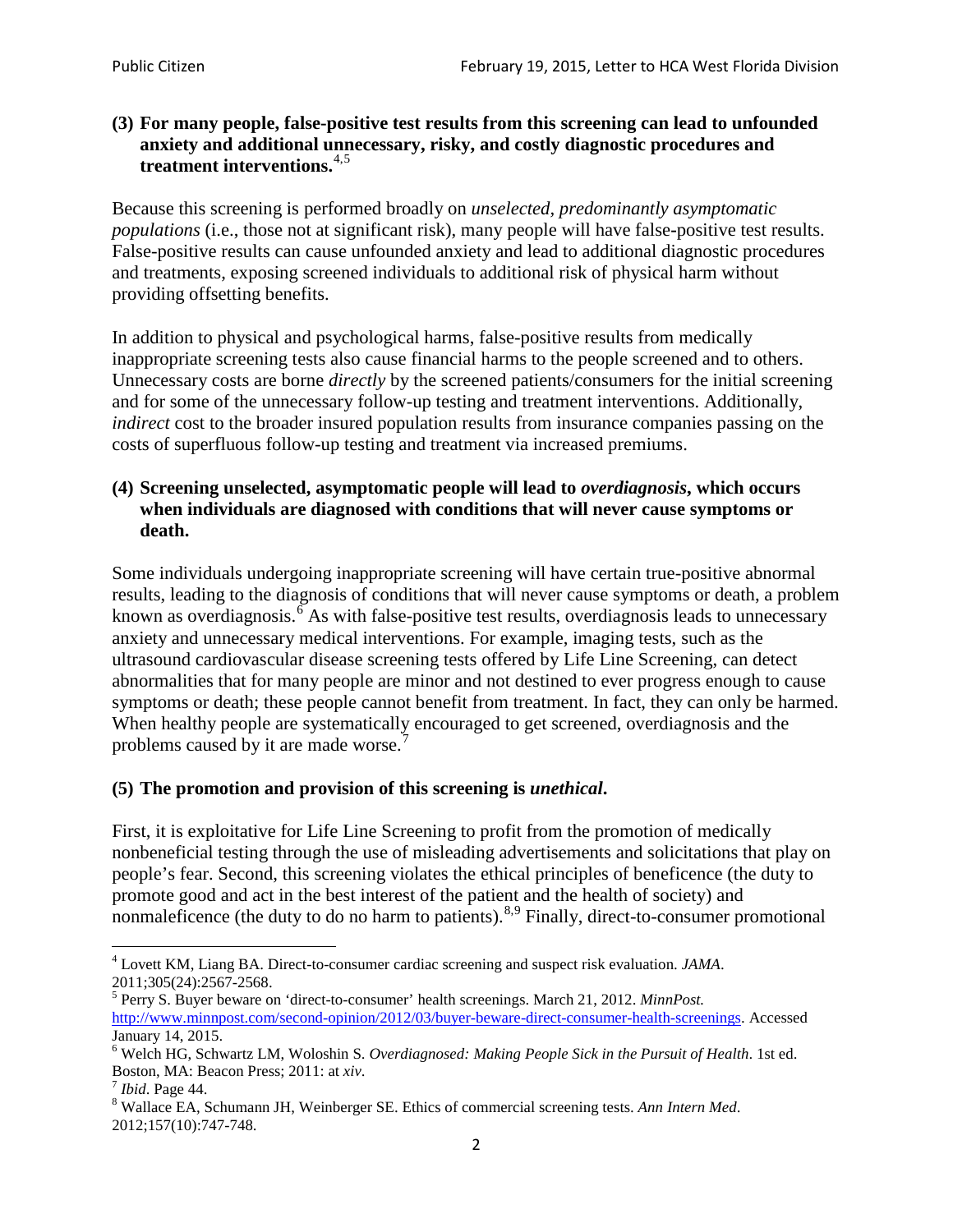**(3) For many people, false-positive test results from this screening can lead to unfounded anxiety and additional unnecessary, risky, and costly diagnostic procedures and treatment interventions.**[4,5]

Because this screening is performed broadly on *unselected, predominantly asymptomatic populations* (i.e., those not at significant risk), many people will have false-positive test results. False-positive results can cause unfounded anxiety and lead to additional diagnostic procedures and treatments, exposing screened individuals to additional risk of physical harm without providing offsetting benefits.

In addition to physical and psychological harms, false-positive results from medically inappropriate screening tests also cause financial harms to the people screened and to others. Unnecessary costs are borne *directly* by the screened patients/consumers for the initial screening and for some of the unnecessary follow-up testing and treatment interventions. Additionally, *indirect* cost to the broader insured population results from insurance companies passing on the costs of superfluous follow-up testing and treatment via increased premiums.

**(4) Screening unselected, asymptomatic people will lead to *overdiagnosis*, which occurs when individuals are diagnosed with conditions that will never cause symptoms or death.**

Some individuals undergoing inappropriate screening will have certain true-positive abnormal results, leading to the diagnosis of conditions that will never cause symptoms or death, a problem known as overdiagnosis.[6] As with false-positive test results, overdiagnosis leads to unnecessary anxiety and unnecessary medical interventions. For example, imaging tests, such as the ultrasound cardiovascular disease screening tests offered by Life Line Screening, can detect abnormalities that for many people are minor and not destined to ever progress enough to cause symptoms or death; these people cannot benefit from treatment. In fact, they can only be harmed. When healthy people are systematically encouraged to get screened, overdiagnosis and the problems caused by it are made worse.[7]

**(5) The promotion and provision of this screening is *unethical*.**

First, it is exploitative for Life Line Screening to profit from the promotion of medically nonbeneficial testing through the use of misleading advertisements and solicitations that play on people's fear. Second, this screening violates the ethical principles of beneficence (the duty to promote good and act in the best interest of the patient and the health of society) and nonmaleficence (the duty to do no harm to patients).[8,9] Finally, direct-to-consumer promotional

---

[4] Lovett KM, Liang BA. Direct-to-consumer cardiac screening and suspect risk evaluation. *JAMA*. 2011;305(24):2567-2568.

[5] Perry S. Buyer beware on 'direct-to-consumer' health screenings. March 21, 2012. *MinnPost.* http://www.minnpost.com/second-opinion/2012/03/buyer-beware-direct-consumer-health-screenings. Accessed January 14, 2015.

[6] Welch HG, Schwartz LM, Woloshin S. *Overdiagnosed: Making People Sick in the Pursuit of Health*. 1st ed. Boston, MA: Beacon Press; 2011: at *xiv*.

[7] *Ibid*. Page 44.

[8] Wallace EA, Schumann JH, Weinberger SE. Ethics of commercial screening tests. *Ann Intern Med*. 2012;157(10):747-748.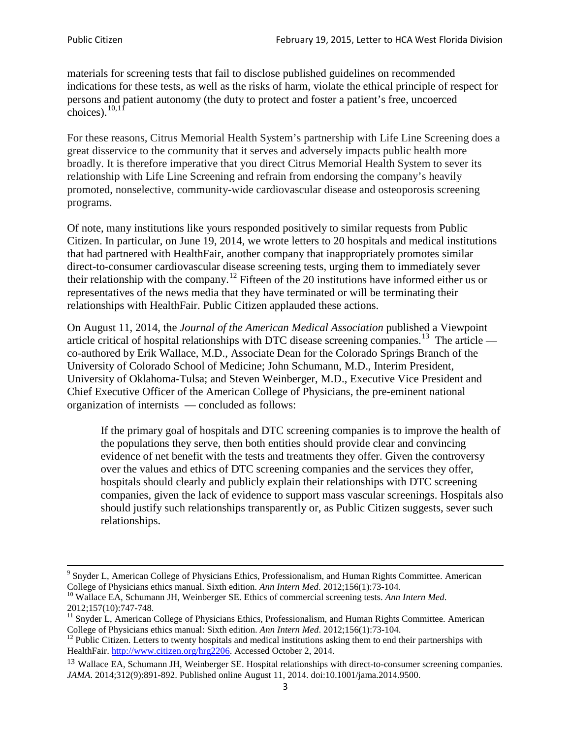materials for screening tests that fail to disclose published guidelines on recommended indications for these tests, as well as the risks of harm, violate the ethical principle of respect for persons and patient autonomy (the duty to protect and foster a patient's free, uncoerced choices).[10,11]

For these reasons, Citrus Memorial Health System's partnership with Life Line Screening does a great disservice to the community that it serves and adversely impacts public health more broadly. It is therefore imperative that you direct Citrus Memorial Health System to sever its relationship with Life Line Screening and refrain from endorsing the company's heavily promoted, nonselective, community-wide cardiovascular disease and osteoporosis screening programs.

Of note, many institutions like yours responded positively to similar requests from Public Citizen. In particular, on June 19, 2014, we wrote letters to 20 hospitals and medical institutions that had partnered with HealthFair, another company that inappropriately promotes similar direct-to-consumer cardiovascular disease screening tests, urging them to immediately sever their relationship with the company.[12] Fifteen of the 20 institutions have informed either us or representatives of the news media that they have terminated or will be terminating their relationships with HealthFair. Public Citizen applauded these actions.

On August 11, 2014, the *Journal of the American Medical Association* published a Viewpoint article critical of hospital relationships with DTC disease screening companies.[13] The article — co-authored by Erik Wallace, M.D., Associate Dean for the Colorado Springs Branch of the University of Colorado School of Medicine; John Schumann, M.D., Interim President, University of Oklahoma-Tulsa; and Steven Weinberger, M.D., Executive Vice President and Chief Executive Officer of the American College of Physicians, the pre-eminent national organization of internists — concluded as follows:

> If the primary goal of hospitals and DTC screening companies is to improve the health of the populations they serve, then both entities should provide clear and convincing evidence of net benefit with the tests and treatments they offer. Given the controversy over the values and ethics of DTC screening companies and the services they offer, hospitals should clearly and publicly explain their relationships with DTC screening companies, given the lack of evidence to support mass vascular screenings. Hospitals also should justify such relationships transparently or, as Public Citizen suggests, sever such relationships.

---

[9] Snyder L, American College of Physicians Ethics, Professionalism, and Human Rights Committee. American College of Physicians ethics manual. Sixth edition. *Ann Intern Med*. 2012;156(1):73-104.

[10] Wallace EA, Schumann JH, Weinberger SE. Ethics of commercial screening tests. *Ann Intern Med*. 2012;157(10):747-748.

[11] Snyder L, American College of Physicians Ethics, Professionalism, and Human Rights Committee. American College of Physicians ethics manual: Sixth edition. *Ann Intern Med*. 2012;156(1):73-104.

[12] Public Citizen. Letters to twenty hospitals and medical institutions asking them to end their partnerships with HealthFair. http://www.citizen.org/hrg2206. Accessed October 2, 2014.

[13] Wallace EA, Schumann JH, Weinberger SE. Hospital relationships with direct-to-consumer screening companies. *JAMA*. 2014;312(9):891-892. Published online August 11, 2014. doi:10.1001/jama.2014.9500.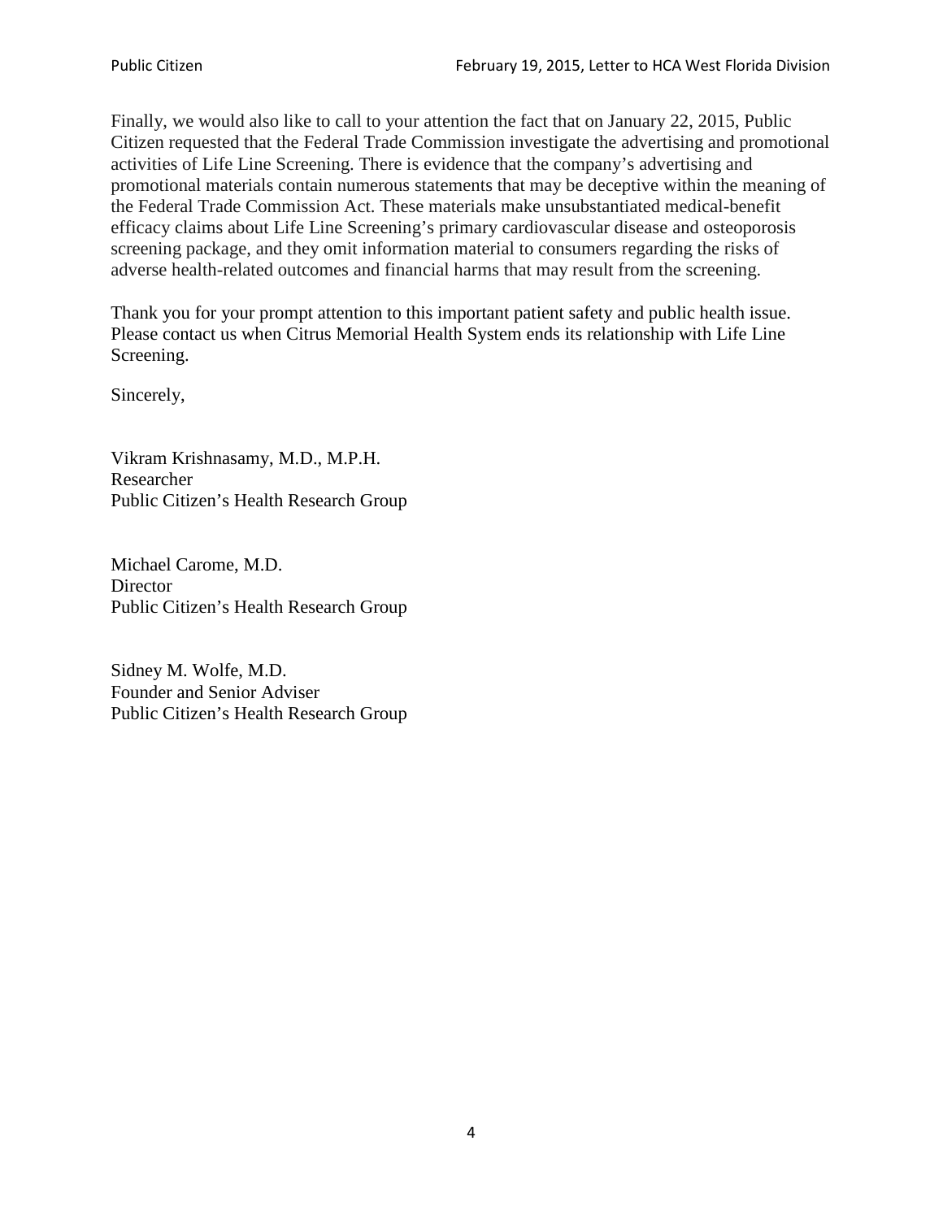Finally, we would also like to call to your attention the fact that on January 22, 2015, Public Citizen requested that the Federal Trade Commission investigate the advertising and promotional activities of Life Line Screening. There is evidence that the company's advertising and promotional materials contain numerous statements that may be deceptive within the meaning of the Federal Trade Commission Act. These materials make unsubstantiated medical-benefit efficacy claims about Life Line Screening's primary cardiovascular disease and osteoporosis screening package, and they omit information material to consumers regarding the risks of adverse health-related outcomes and financial harms that may result from the screening.

Thank you for your prompt attention to this important patient safety and public health issue. Please contact us when Citrus Memorial Health System ends its relationship with Life Line Screening.

Sincerely,

Vikram Krishnasamy, M.D., M.P.H.
Researcher
Public Citizen's Health Research Group

Michael Carome, M.D.
Director
Public Citizen's Health Research Group

Sidney M. Wolfe, M.D.
Founder and Senior Adviser
Public Citizen's Health Research Group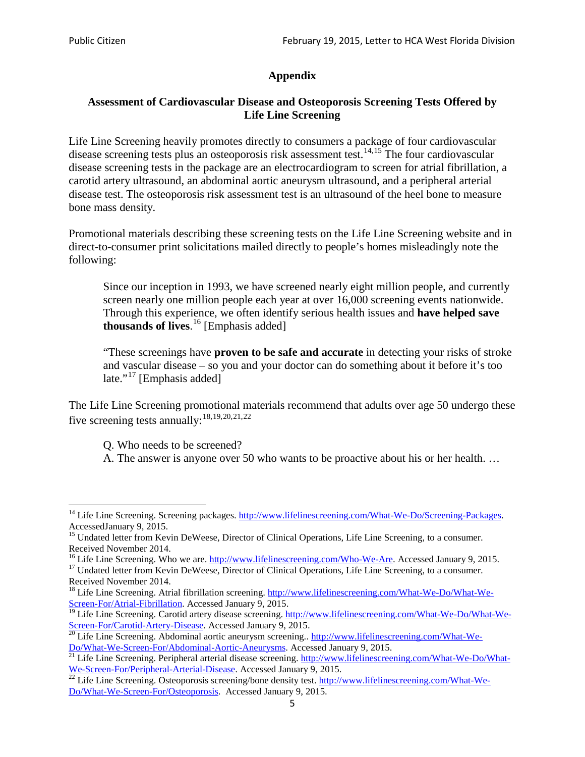## Appendix

### Assessment of Cardiovascular Disease and Osteoporosis Screening Tests Offered by Life Line Screening

Life Line Screening heavily promotes directly to consumers a package of four cardiovascular disease screening tests plus an osteoporosis risk assessment test.[14,15] The four cardiovascular disease screening tests in the package are an electrocardiogram to screen for atrial fibrillation, a carotid artery ultrasound, an abdominal aortic aneurysm ultrasound, and a peripheral arterial disease test. The osteoporosis risk assessment test is an ultrasound of the heel bone to measure bone mass density.

Promotional materials describing these screening tests on the Life Line Screening website and in direct-to-consumer print solicitations mailed directly to people's homes misleadingly note the following:

> Since our inception in 1993, we have screened nearly eight million people, and currently screen nearly one million people each year at over 16,000 screening events nationwide. Through this experience, we often identify serious health issues and **have helped save thousands of lives**.[16] [Emphasis added]
>
> "These screenings have **proven to be safe and accurate** in detecting your risks of stroke and vascular disease – so you and your doctor can do something about it before it's too late."[17] [Emphasis added]

The Life Line Screening promotional materials recommend that adults over age 50 undergo these five screening tests annually:[18,19,20,21,22]

> Q. Who needs to be screened?
> A. The answer is anyone over 50 who wants to be proactive about his or her health. …

---

[14] Life Line Screening. Screening packages. http://www.lifelinescreening.com/What-We-Do/Screening-Packages. AccessedJanuary 9, 2015.

[15] Undated letter from Kevin DeWeese, Director of Clinical Operations, Life Line Screening, to a consumer. Received November 2014.

[16] Life Line Screening. Who we are. http://www.lifelinescreening.com/Who-We-Are. Accessed January 9, 2015.

[17] Undated letter from Kevin DeWeese, Director of Clinical Operations, Life Line Screening, to a consumer. Received November 2014.

[18] Life Line Screening. Atrial fibrillation screening. http://www.lifelinescreening.com/What-We-Do/What-We-Screen-For/Atrial-Fibrillation. Accessed January 9, 2015.

[19] Life Line Screening. Carotid artery disease screening. http://www.lifelinescreening.com/What-We-Do/What-We-Screen-For/Carotid-Artery-Disease. Accessed January 9, 2015.

[20] Life Line Screening. Abdominal aortic aneurysm screening.. http://www.lifelinescreening.com/What-We-Do/What-We-Screen-For/Abdominal-Aortic-Aneurysms. Accessed January 9, 2015.

[21] Life Line Screening. Peripheral arterial disease screening. http://www.lifelinescreening.com/What-We-Do/What-We-Screen-For/Peripheral-Arterial-Disease. Accessed January 9, 2015.

[22] Life Line Screening. Osteoporosis screening/bone density test. http://www.lifelinescreening.com/What-We-Do/What-We-Screen-For/Osteoporosis. Accessed January 9, 2015.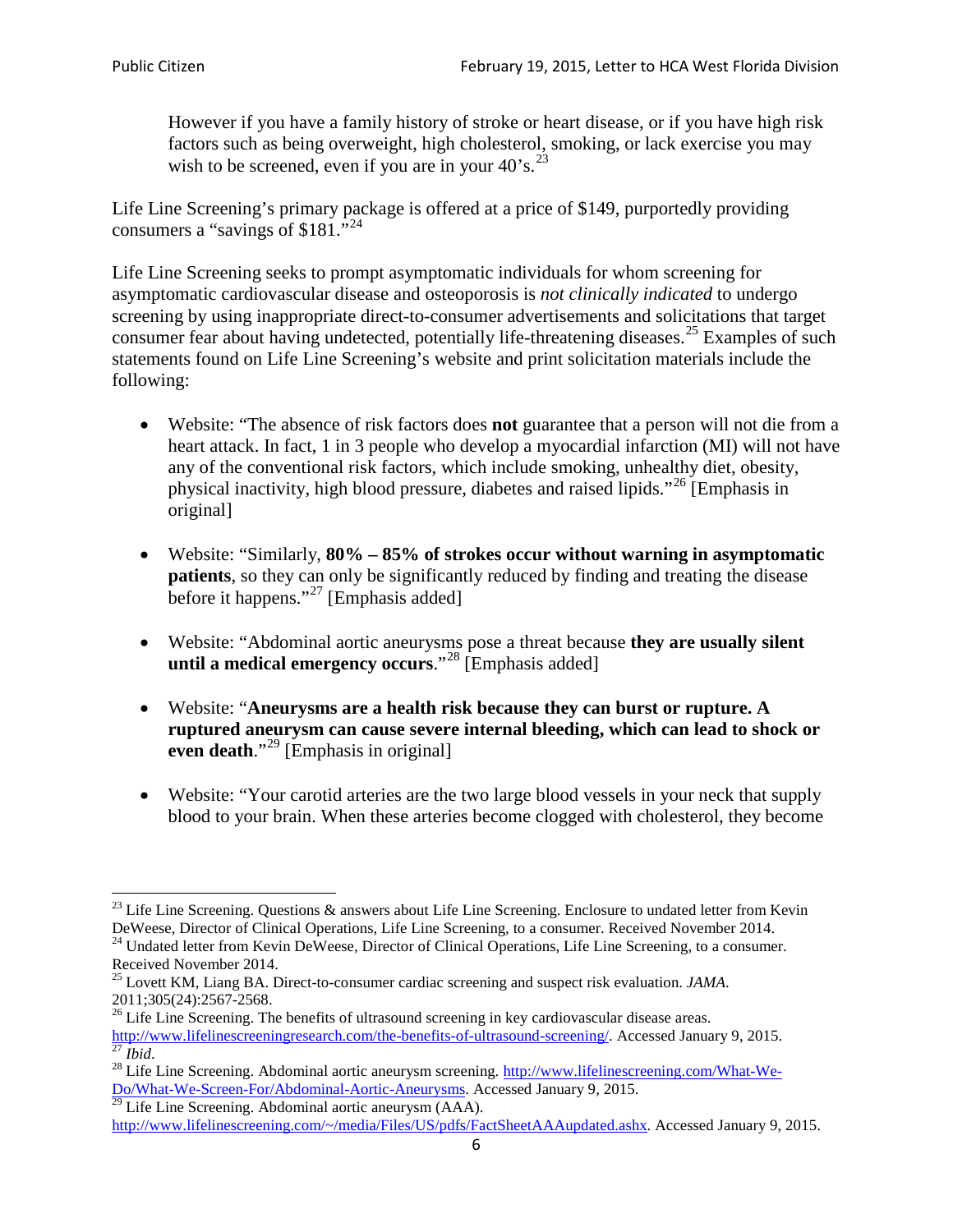> However if you have a family history of stroke or heart disease, or if you have high risk factors such as being overweight, high cholesterol, smoking, or lack exercise you may wish to be screened, even if you are in your 40's.[23]

Life Line Screening's primary package is offered at a price of $149, purportedly providing consumers a "savings of $181."[24]

Life Line Screening seeks to prompt asymptomatic individuals for whom screening for asymptomatic cardiovascular disease and osteoporosis is *not clinically indicated* to undergo screening by using inappropriate direct-to-consumer advertisements and solicitations that target consumer fear about having undetected, potentially life-threatening diseases.[25] Examples of such statements found on Life Line Screening's website and print solicitation materials include the following:

- Website: "The absence of risk factors does **not** guarantee that a person will not die from a heart attack. In fact, 1 in 3 people who develop a myocardial infarction (MI) will not have any of the conventional risk factors, which include smoking, unhealthy diet, obesity, physical inactivity, high blood pressure, diabetes and raised lipids."[26] [Emphasis in original]

- Website: "Similarly, **80% – 85% of strokes occur without warning in asymptomatic patients**, so they can only be significantly reduced by finding and treating the disease before it happens."[27] [Emphasis added]

- Website: "Abdominal aortic aneurysms pose a threat because **they are usually silent until a medical emergency occurs**."[28] [Emphasis added]

- Website: "**Aneurysms are a health risk because they can burst or rupture. A ruptured aneurysm can cause severe internal bleeding, which can lead to shock or even death**."[29] [Emphasis in original]

- Website: "Your carotid arteries are the two large blood vessels in your neck that supply blood to your brain. When these arteries become clogged with cholesterol, they become

---

[23] Life Line Screening. Questions & answers about Life Line Screening. Enclosure to undated letter from Kevin DeWeese, Director of Clinical Operations, Life Line Screening, to a consumer. Received November 2014.

[24] Undated letter from Kevin DeWeese, Director of Clinical Operations, Life Line Screening, to a consumer. Received November 2014.

[25] Lovett KM, Liang BA. Direct-to-consumer cardiac screening and suspect risk evaluation. *JAMA*. 2011;305(24):2567-2568.

[26] Life Line Screening. The benefits of ultrasound screening in key cardiovascular disease areas. http://www.lifelinescreeningresearch.com/the-benefits-of-ultrasound-screening/. Accessed January 9, 2015.

[27] *Ibid*.

[28] Life Line Screening. Abdominal aortic aneurysm screening. http://www.lifelinescreening.com/What-We-Do/What-We-Screen-For/Abdominal-Aortic-Aneurysms. Accessed January 9, 2015.

[29] Life Line Screening. Abdominal aortic aneurysm (AAA). http://www.lifelinescreening.com/~/media/Files/US/pdfs/FactSheetAAAupdated.ashx. Accessed January 9, 2015.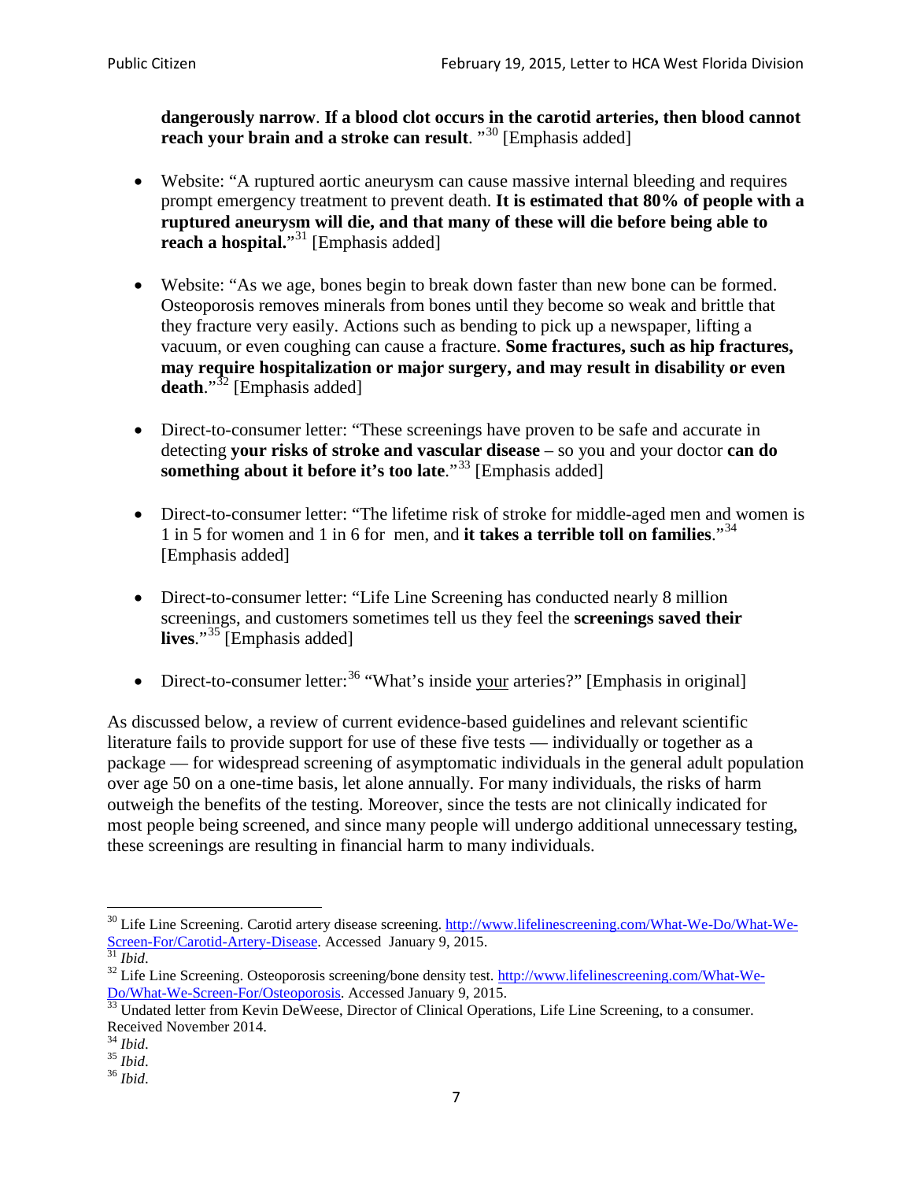**dangerously narrow**. **If a blood clot occurs in the carotid arteries, then blood cannot reach your brain and a stroke can result**. "[30] [Emphasis added]

- Website: "A ruptured aortic aneurysm can cause massive internal bleeding and requires prompt emergency treatment to prevent death. **It is estimated that 80% of people with a ruptured aneurysm will die, and that many of these will die before being able to reach a hospital.**"[31] [Emphasis added]

- Website: "As we age, bones begin to break down faster than new bone can be formed. Osteoporosis removes minerals from bones until they become so weak and brittle that they fracture very easily. Actions such as bending to pick up a newspaper, lifting a vacuum, or even coughing can cause a fracture. **Some fractures, such as hip fractures, may require hospitalization or major surgery, and may result in disability or even death**."[32] [Emphasis added]

- Direct-to-consumer letter: "These screenings have proven to be safe and accurate in detecting **your risks of stroke and vascular disease** – so you and your doctor **can do something about it before it's too late**."[33] [Emphasis added]

- Direct-to-consumer letter: "The lifetime risk of stroke for middle-aged men and women is 1 in 5 for women and 1 in 6 for men, and **it takes a terrible toll on families**."[34] [Emphasis added]

- Direct-to-consumer letter: "Life Line Screening has conducted nearly 8 million screenings, and customers sometimes tell us they feel the **screenings saved their lives**."[35] [Emphasis added]

- Direct-to-consumer letter:[36] "What's inside <u>your</u> arteries?" [Emphasis in original]

As discussed below, a review of current evidence-based guidelines and relevant scientific literature fails to provide support for use of these five tests — individually or together as a package — for widespread screening of asymptomatic individuals in the general adult population over age 50 on a one-time basis, let alone annually. For many individuals, the risks of harm outweigh the benefits of the testing. Moreover, since the tests are not clinically indicated for most people being screened, and since many people will undergo additional unnecessary testing, these screenings are resulting in financial harm to many individuals.

---

[30] Life Line Screening. Carotid artery disease screening. http://www.lifelinescreening.com/What-We-Do/What-We-Screen-For/Carotid-Artery-Disease. Accessed January 9, 2015.

[31] *Ibid*.

[32] Life Line Screening. Osteoporosis screening/bone density test. http://www.lifelinescreening.com/What-We-Do/What-We-Screen-For/Osteoporosis. Accessed January 9, 2015.

[33] Undated letter from Kevin DeWeese, Director of Clinical Operations, Life Line Screening, to a consumer. Received November 2014.

[34] *Ibid*.

[35] *Ibid*.

[36] *Ibid*.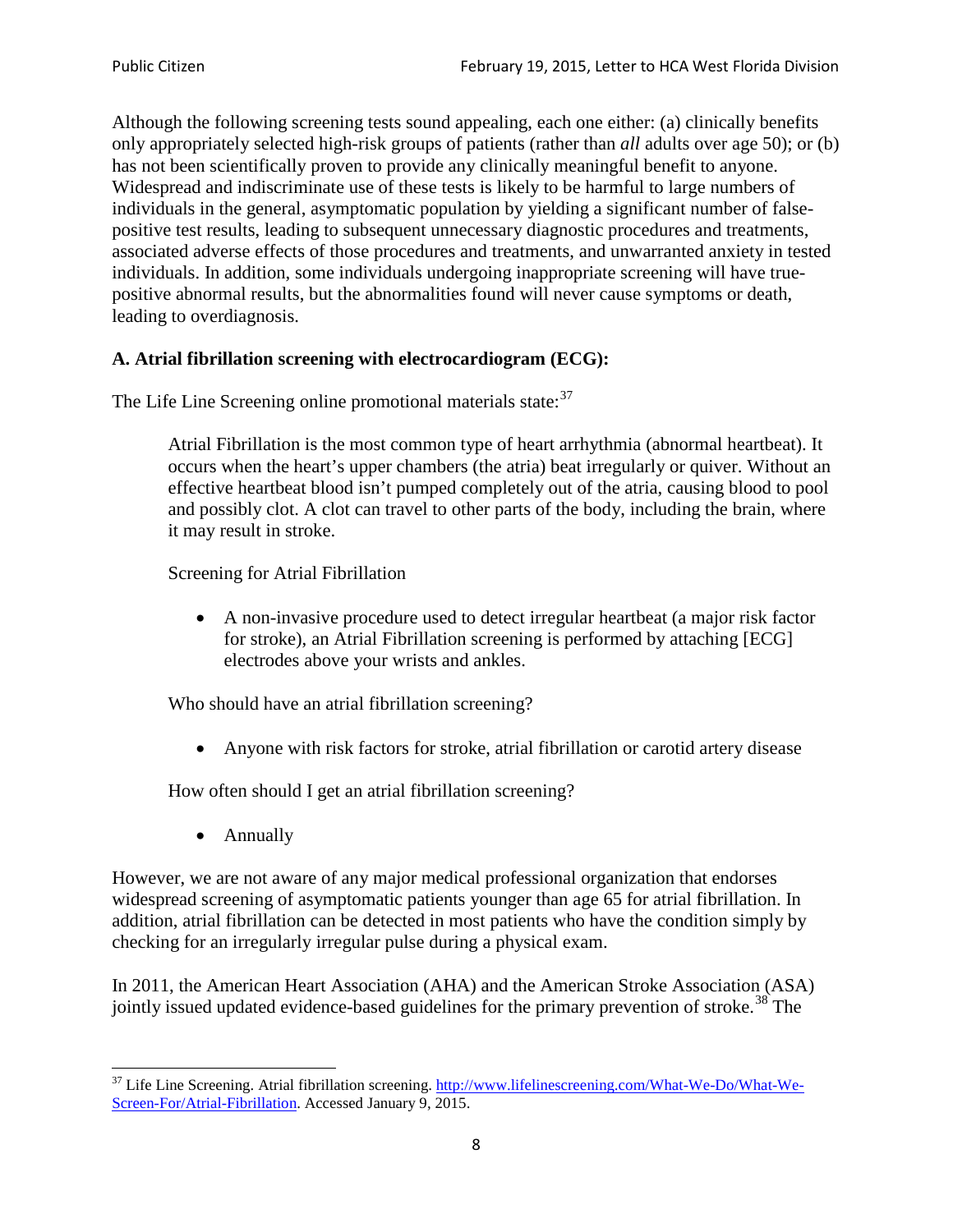Although the following screening tests sound appealing, each one either: (a) clinically benefits only appropriately selected high-risk groups of patients (rather than *all* adults over age 50); or (b) has not been scientifically proven to provide any clinically meaningful benefit to anyone. Widespread and indiscriminate use of these tests is likely to be harmful to large numbers of individuals in the general, asymptomatic population by yielding a significant number of false-positive test results, leading to subsequent unnecessary diagnostic procedures and treatments, associated adverse effects of those procedures and treatments, and unwarranted anxiety in tested individuals. In addition, some individuals undergoing inappropriate screening will have true-positive abnormal results, but the abnormalities found will never cause symptoms or death, leading to overdiagnosis.

**A. Atrial fibrillation screening with electrocardiogram (ECG):**

The Life Line Screening online promotional materials state:[37]

> Atrial Fibrillation is the most common type of heart arrhythmia (abnormal heartbeat). It occurs when the heart's upper chambers (the atria) beat irregularly or quiver. Without an effective heartbeat blood isn't pumped completely out of the atria, causing blood to pool and possibly clot. A clot can travel to other parts of the body, including the brain, where it may result in stroke.
>
> Screening for Atrial Fibrillation
>
> - A non-invasive procedure used to detect irregular heartbeat (a major risk factor for stroke), an Atrial Fibrillation screening is performed by attaching [ECG] electrodes above your wrists and ankles.
>
> Who should have an atrial fibrillation screening?
>
> - Anyone with risk factors for stroke, atrial fibrillation or carotid artery disease
>
> How often should I get an atrial fibrillation screening?
>
> - Annually

However, we are not aware of any major medical professional organization that endorses widespread screening of asymptomatic patients younger than age 65 for atrial fibrillation. In addition, atrial fibrillation can be detected in most patients who have the condition simply by checking for an irregularly irregular pulse during a physical exam.

In 2011, the American Heart Association (AHA) and the American Stroke Association (ASA) jointly issued updated evidence-based guidelines for the primary prevention of stroke.[38] The

---

[37] Life Line Screening. Atrial fibrillation screening. http://www.lifelinescreening.com/What-We-Do/What-We-Screen-For/Atrial-Fibrillation. Accessed January 9, 2015.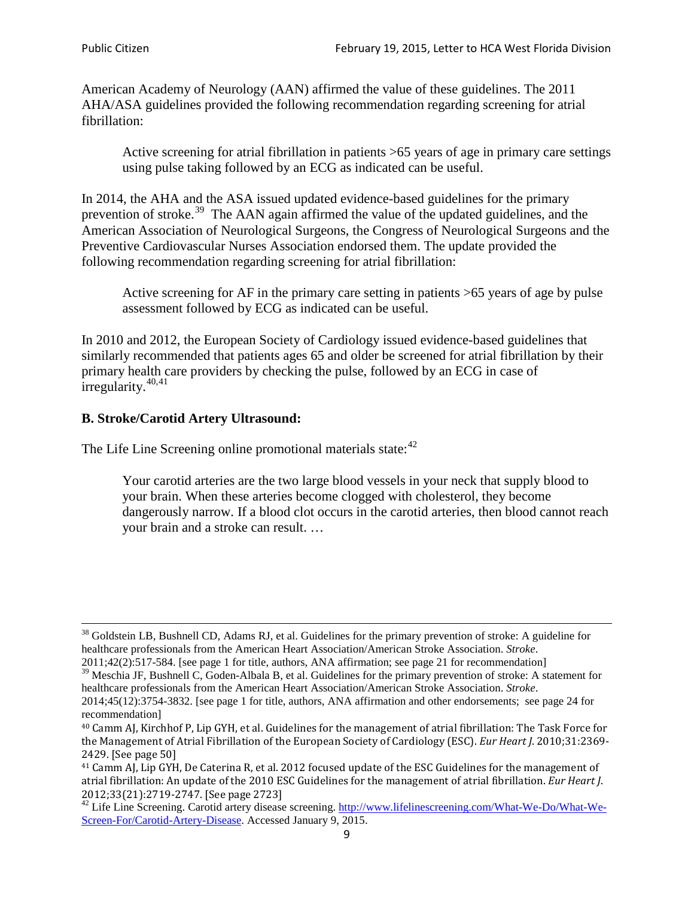American Academy of Neurology (AAN) affirmed the value of these guidelines. The 2011 AHA/ASA guidelines provided the following recommendation regarding screening for atrial fibrillation:

> Active screening for atrial fibrillation in patients >65 years of age in primary care settings using pulse taking followed by an ECG as indicated can be useful.

In 2014, the AHA and the ASA issued updated evidence-based guidelines for the primary prevention of stroke.[39] The AAN again affirmed the value of the updated guidelines, and the American Association of Neurological Surgeons, the Congress of Neurological Surgeons and the Preventive Cardiovascular Nurses Association endorsed them. The update provided the following recommendation regarding screening for atrial fibrillation:

> Active screening for AF in the primary care setting in patients >65 years of age by pulse assessment followed by ECG as indicated can be useful.

In 2010 and 2012, the European Society of Cardiology issued evidence-based guidelines that similarly recommended that patients ages 65 and older be screened for atrial fibrillation by their primary health care providers by checking the pulse, followed by an ECG in case of irregularity.[40,41]

**B. Stroke/Carotid Artery Ultrasound:**

The Life Line Screening online promotional materials state:[42]

> Your carotid arteries are the two large blood vessels in your neck that supply blood to your brain. When these arteries become clogged with cholesterol, they become dangerously narrow. If a blood clot occurs in the carotid arteries, then blood cannot reach your brain and a stroke can result. …

---

[38] Goldstein LB, Bushnell CD, Adams RJ, et al. Guidelines for the primary prevention of stroke: A guideline for healthcare professionals from the American Heart Association/American Stroke Association. *Stroke*. 2011;42(2):517-584. [see page 1 for title, authors, ANA affirmation; see page 21 for recommendation]

[39] Meschia JF, Bushnell C, Goden-Albala B, et al. Guidelines for the primary prevention of stroke: A statement for healthcare professionals from the American Heart Association/American Stroke Association. *Stroke*. 2014;45(12):3754-3832. [see page 1 for title, authors, ANA affirmation and other endorsements; see page 24 for recommendation]

[40] Camm AJ, Kirchhof P, Lip GYH, et al. Guidelines for the management of atrial fibrillation: The Task Force for the Management of Atrial Fibrillation of the European Society of Cardiology (ESC). *Eur Heart J*. 2010;31:2369-2429. [See page 50]

[41] Camm AJ, Lip GYH, De Caterina R, et al. 2012 focused update of the ESC Guidelines for the management of atrial fibrillation: An update of the 2010 ESC Guidelines for the management of atrial fibrillation. *Eur Heart J*. 2012;33(21):2719-2747. [See page 2723]

[42] Life Line Screening. Carotid artery disease screening. http://www.lifelinescreening.com/What-We-Do/What-We-Screen-For/Carotid-Artery-Disease. Accessed January 9, 2015.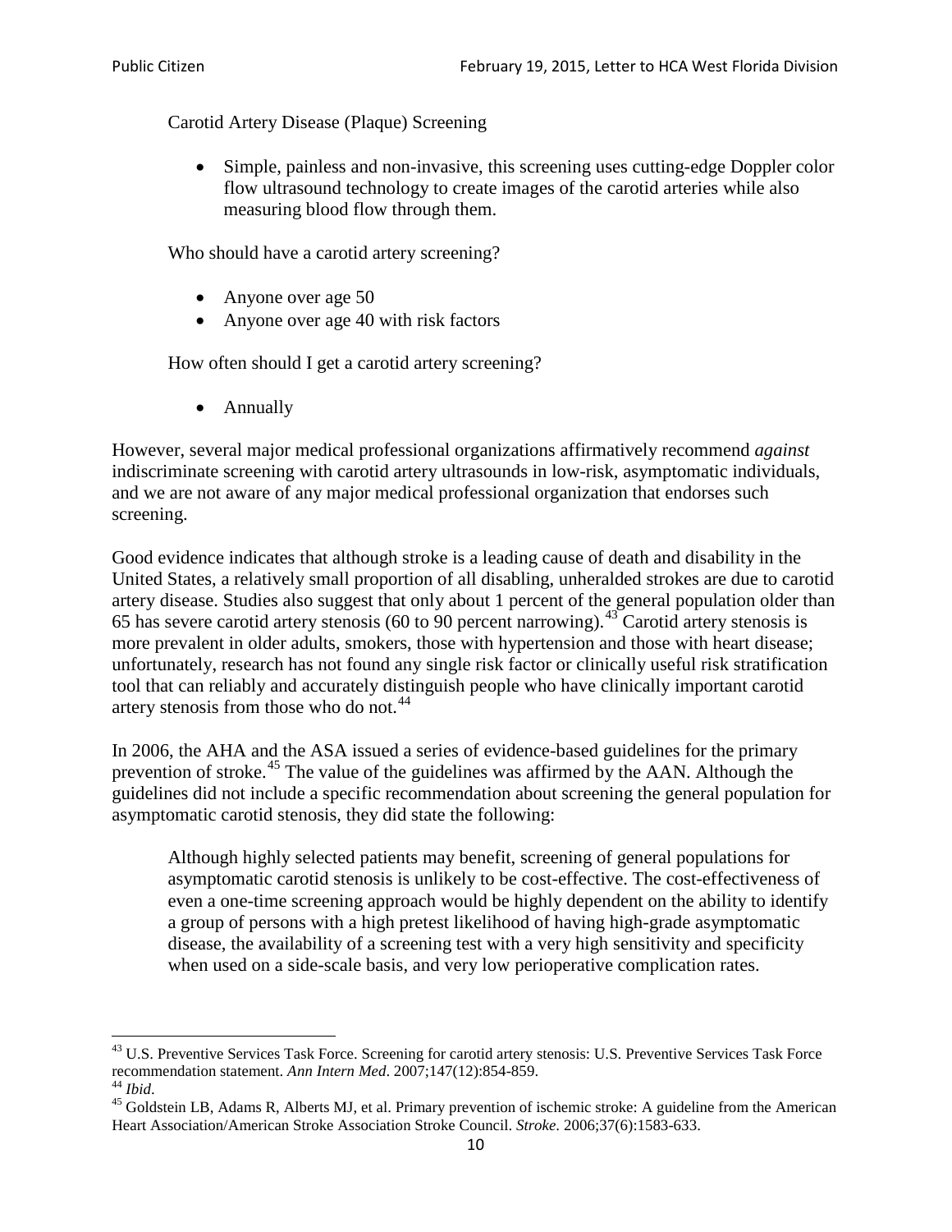Carotid Artery Disease (Plaque) Screening

- Simple, painless and non-invasive, this screening uses cutting-edge Doppler color flow ultrasound technology to create images of the carotid arteries while also measuring blood flow through them.

Who should have a carotid artery screening?

- Anyone over age 50
- Anyone over age 40 with risk factors

How often should I get a carotid artery screening?

- Annually

However, several major medical professional organizations affirmatively recommend *against* indiscriminate screening with carotid artery ultrasounds in low-risk, asymptomatic individuals, and we are not aware of any major medical professional organization that endorses such screening.

Good evidence indicates that although stroke is a leading cause of death and disability in the United States, a relatively small proportion of all disabling, unheralded strokes are due to carotid artery disease. Studies also suggest that only about 1 percent of the general population older than 65 has severe carotid artery stenosis (60 to 90 percent narrowing).[43] Carotid artery stenosis is more prevalent in older adults, smokers, those with hypertension and those with heart disease; unfortunately, research has not found any single risk factor or clinically useful risk stratification tool that can reliably and accurately distinguish people who have clinically important carotid artery stenosis from those who do not.[44]

In 2006, the AHA and the ASA issued a series of evidence-based guidelines for the primary prevention of stroke.[45] The value of the guidelines was affirmed by the AAN. Although the guidelines did not include a specific recommendation about screening the general population for asymptomatic carotid stenosis, they did state the following:

> Although highly selected patients may benefit, screening of general populations for asymptomatic carotid stenosis is unlikely to be cost-effective. The cost-effectiveness of even a one-time screening approach would be highly dependent on the ability to identify a group of persons with a high pretest likelihood of having high-grade asymptomatic disease, the availability of a screening test with a very high sensitivity and specificity when used on a side-scale basis, and very low perioperative complication rates.

---

[43] U.S. Preventive Services Task Force. Screening for carotid artery stenosis: U.S. Preventive Services Task Force recommendation statement. *Ann Intern Med*. 2007;147(12):854-859.

[44] *Ibid*.

[45] Goldstein LB, Adams R, Alberts MJ, et al. Primary prevention of ischemic stroke: A guideline from the American Heart Association/American Stroke Association Stroke Council. *Stroke*. 2006;37(6):1583-633.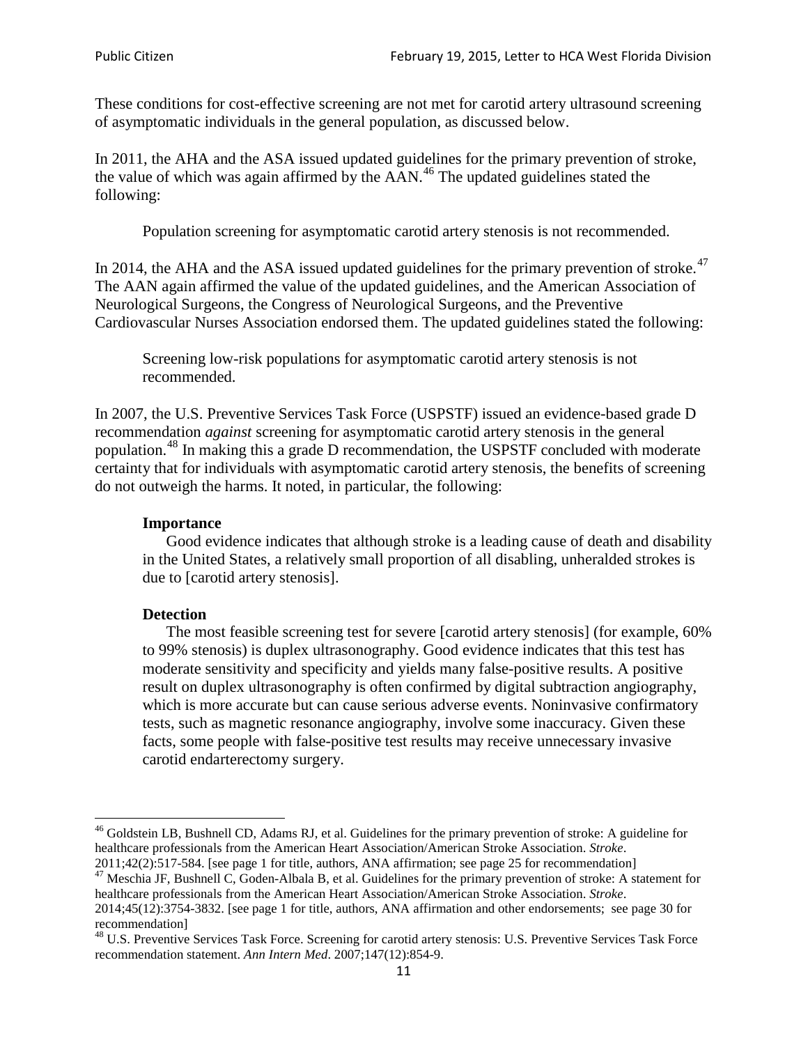These conditions for cost-effective screening are not met for carotid artery ultrasound screening of asymptomatic individuals in the general population, as discussed below.

In 2011, the AHA and the ASA issued updated guidelines for the primary prevention of stroke, the value of which was again affirmed by the AAN.[46] The updated guidelines stated the following:

> Population screening for asymptomatic carotid artery stenosis is not recommended.

In 2014, the AHA and the ASA issued updated guidelines for the primary prevention of stroke.[47] The AAN again affirmed the value of the updated guidelines, and the American Association of Neurological Surgeons, the Congress of Neurological Surgeons, and the Preventive Cardiovascular Nurses Association endorsed them. The updated guidelines stated the following:

> Screening low-risk populations for asymptomatic carotid artery stenosis is not recommended.

In 2007, the U.S. Preventive Services Task Force (USPSTF) issued an evidence-based grade D recommendation *against* screening for asymptomatic carotid artery stenosis in the general population.[48] In making this a grade D recommendation, the USPSTF concluded with moderate certainty that for individuals with asymptomatic carotid artery stenosis, the benefits of screening do not outweigh the harms. It noted, in particular, the following:

> **Importance**
>
> Good evidence indicates that although stroke is a leading cause of death and disability in the United States, a relatively small proportion of all disabling, unheralded strokes is due to [carotid artery stenosis].
>
> **Detection**
>
> The most feasible screening test for severe [carotid artery stenosis] (for example, 60% to 99% stenosis) is duplex ultrasonography. Good evidence indicates that this test has moderate sensitivity and specificity and yields many false-positive results. A positive result on duplex ultrasonography is often confirmed by digital subtraction angiography, which is more accurate but can cause serious adverse events. Noninvasive confirmatory tests, such as magnetic resonance angiography, involve some inaccuracy. Given these facts, some people with false-positive test results may receive unnecessary invasive carotid endarterectomy surgery.

---

[46] Goldstein LB, Bushnell CD, Adams RJ, et al. Guidelines for the primary prevention of stroke: A guideline for healthcare professionals from the American Heart Association/American Stroke Association. *Stroke*. 2011;42(2):517-584. [see page 1 for title, authors, ANA affirmation; see page 25 for recommendation]

[47] Meschia JF, Bushnell C, Goden-Albala B, et al. Guidelines for the primary prevention of stroke: A statement for healthcare professionals from the American Heart Association/American Stroke Association. *Stroke*. 2014;45(12):3754-3832. [see page 1 for title, authors, ANA affirmation and other endorsements; see page 30 for recommendation]

[48] U.S. Preventive Services Task Force. Screening for carotid artery stenosis: U.S. Preventive Services Task Force recommendation statement. *Ann Intern Med*. 2007;147(12):854-9.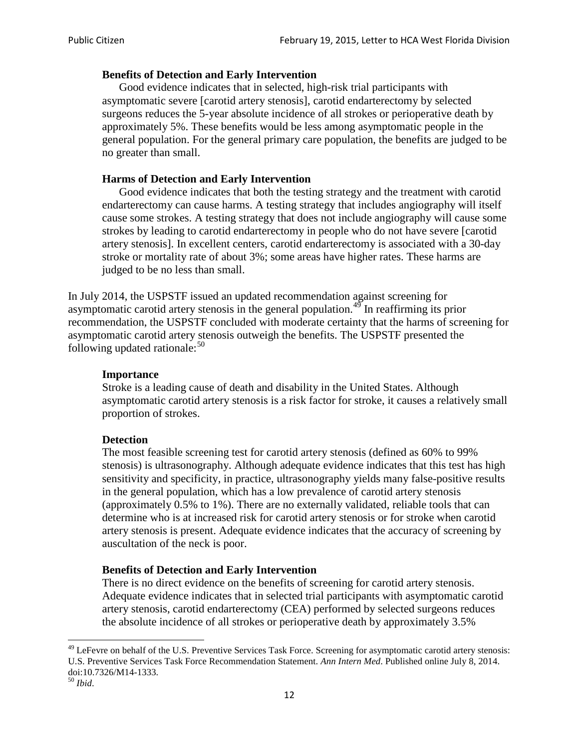> **Benefits of Detection and Early Intervention**
> Good evidence indicates that in selected, high-risk trial participants with asymptomatic severe [carotid artery stenosis], carotid endarterectomy by selected surgeons reduces the 5-year absolute incidence of all strokes or perioperative death by approximately 5%. These benefits would be less among asymptomatic people in the general population. For the general primary care population, the benefits are judged to be no greater than small.
>
> **Harms of Detection and Early Intervention**
> Good evidence indicates that both the testing strategy and the treatment with carotid endarterectomy can cause harms. A testing strategy that includes angiography will itself cause some strokes. A testing strategy that does not include angiography will cause some strokes by leading to carotid endarterectomy in people who do not have severe [carotid artery stenosis]. In excellent centers, carotid endarterectomy is associated with a 30-day stroke or mortality rate of about 3%; some areas have higher rates. These harms are judged to be no less than small.

In July 2014, the USPSTF issued an updated recommendation against screening for asymptomatic carotid artery stenosis in the general population.[49] In reaffirming its prior recommendation, the USPSTF concluded with moderate certainty that the harms of screening for asymptomatic carotid artery stenosis outweigh the benefits. The USPSTF presented the following updated rationale:[50]

> **Importance**
> Stroke is a leading cause of death and disability in the United States. Although asymptomatic carotid artery stenosis is a risk factor for stroke, it causes a relatively small proportion of strokes.
>
> **Detection**
> The most feasible screening test for carotid artery stenosis (defined as 60% to 99% stenosis) is ultrasonography. Although adequate evidence indicates that this test has high sensitivity and specificity, in practice, ultrasonography yields many false-positive results in the general population, which has a low prevalence of carotid artery stenosis (approximately 0.5% to 1%). There are no externally validated, reliable tools that can determine who is at increased risk for carotid artery stenosis or for stroke when carotid artery stenosis is present. Adequate evidence indicates that the accuracy of screening by auscultation of the neck is poor.
>
> **Benefits of Detection and Early Intervention**
> There is no direct evidence on the benefits of screening for carotid artery stenosis. Adequate evidence indicates that in selected trial participants with asymptomatic carotid artery stenosis, carotid endarterectomy (CEA) performed by selected surgeons reduces the absolute incidence of all strokes or perioperative death by approximately 3.5%

---

[49] LeFevre on behalf of the U.S. Preventive Services Task Force. Screening for asymptomatic carotid artery stenosis: U.S. Preventive Services Task Force Recommendation Statement. *Ann Intern Med*. Published online July 8, 2014. doi:10.7326/M14-1333.

[50] *Ibid*.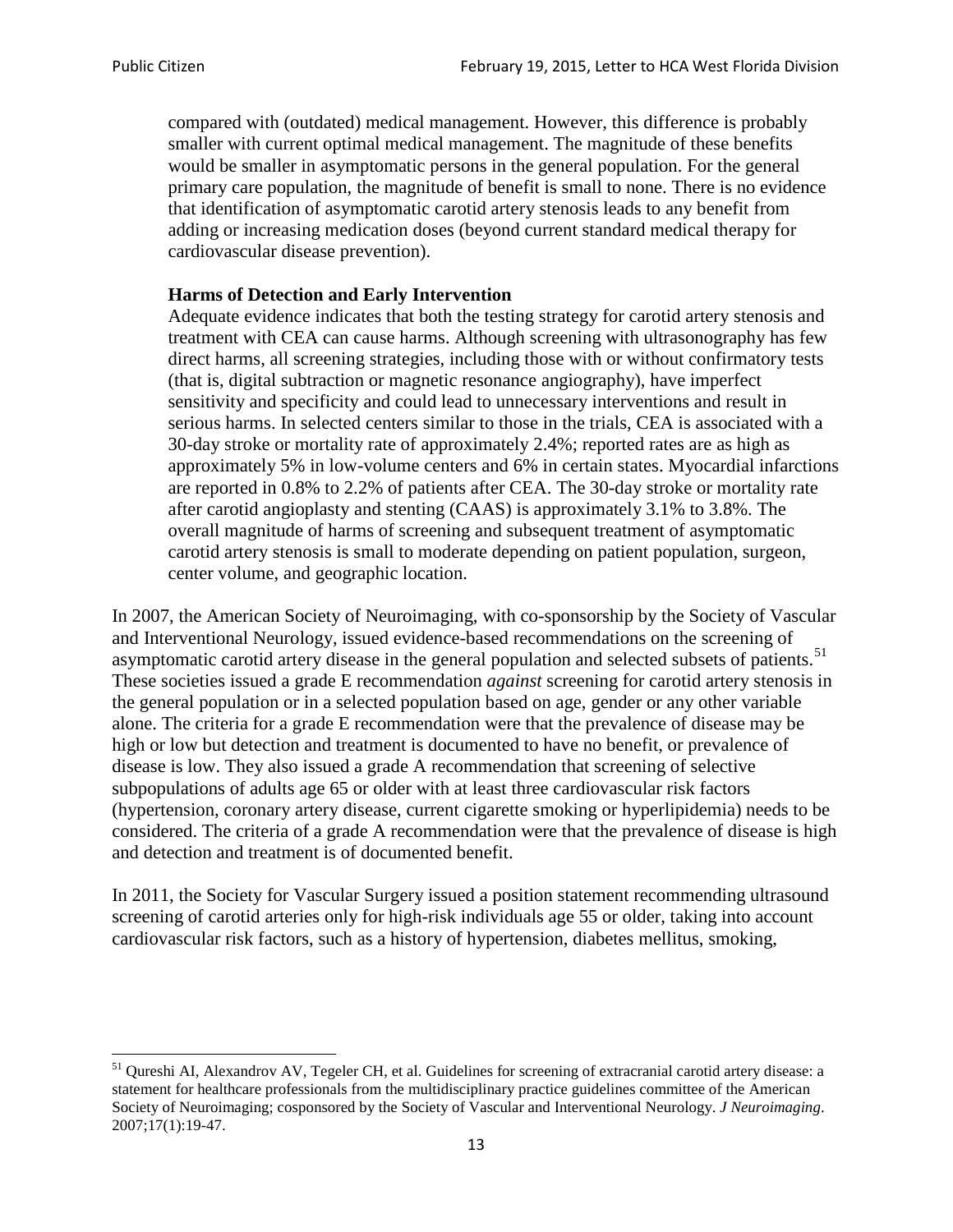> compared with (outdated) medical management. However, this difference is probably smaller with current optimal medical management. The magnitude of these benefits would be smaller in asymptomatic persons in the general population. For the general primary care population, the magnitude of benefit is small to none. There is no evidence that identification of asymptomatic carotid artery stenosis leads to any benefit from adding or increasing medication doses (beyond current standard medical therapy for cardiovascular disease prevention).
>
> **Harms of Detection and Early Intervention**
>
> Adequate evidence indicates that both the testing strategy for carotid artery stenosis and treatment with CEA can cause harms. Although screening with ultrasonography has few direct harms, all screening strategies, including those with or without confirmatory tests (that is, digital subtraction or magnetic resonance angiography), have imperfect sensitivity and specificity and could lead to unnecessary interventions and result in serious harms. In selected centers similar to those in the trials, CEA is associated with a 30-day stroke or mortality rate of approximately 2.4%; reported rates are as high as approximately 5% in low-volume centers and 6% in certain states. Myocardial infarctions are reported in 0.8% to 2.2% of patients after CEA. The 30-day stroke or mortality rate after carotid angioplasty and stenting (CAAS) is approximately 3.1% to 3.8%. The overall magnitude of harms of screening and subsequent treatment of asymptomatic carotid artery stenosis is small to moderate depending on patient population, surgeon, center volume, and geographic location.

In 2007, the American Society of Neuroimaging, with co-sponsorship by the Society of Vascular and Interventional Neurology, issued evidence-based recommendations on the screening of asymptomatic carotid artery disease in the general population and selected subsets of patients.[51] These societies issued a grade E recommendation *against* screening for carotid artery stenosis in the general population or in a selected population based on age, gender or any other variable alone. The criteria for a grade E recommendation were that the prevalence of disease may be high or low but detection and treatment is documented to have no benefit, or prevalence of disease is low. They also issued a grade A recommendation that screening of selective subpopulations of adults age 65 or older with at least three cardiovascular risk factors (hypertension, coronary artery disease, current cigarette smoking or hyperlipidemia) needs to be considered. The criteria of a grade A recommendation were that the prevalence of disease is high and detection and treatment is of documented benefit.

In 2011, the Society for Vascular Surgery issued a position statement recommending ultrasound screening of carotid arteries only for high-risk individuals age 55 or older, taking into account cardiovascular risk factors, such as a history of hypertension, diabetes mellitus, smoking,

---

[51] Qureshi AI, Alexandrov AV, Tegeler CH, et al. Guidelines for screening of extracranial carotid artery disease: a statement for healthcare professionals from the multidisciplinary practice guidelines committee of the American Society of Neuroimaging; cosponsored by the Society of Vascular and Interventional Neurology. *J Neuroimaging*. 2007;17(1):19-47.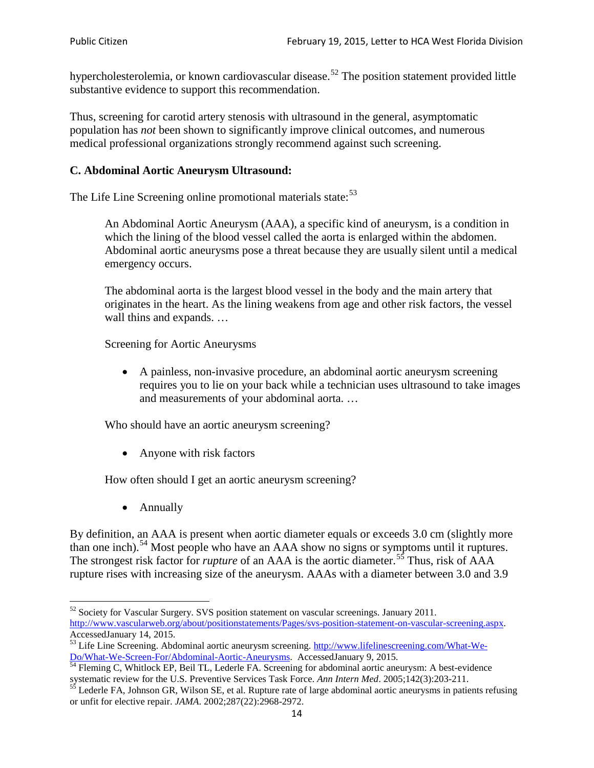hypercholesterolemia, or known cardiovascular disease.[52] The position statement provided little substantive evidence to support this recommendation.

Thus, screening for carotid artery stenosis with ultrasound in the general, asymptomatic population has *not* been shown to significantly improve clinical outcomes, and numerous medical professional organizations strongly recommend against such screening.

### C. Abdominal Aortic Aneurysm Ultrasound:

The Life Line Screening online promotional materials state:[53]

> An Abdominal Aortic Aneurysm (AAA), a specific kind of aneurysm, is a condition in which the lining of the blood vessel called the aorta is enlarged within the abdomen. Abdominal aortic aneurysms pose a threat because they are usually silent until a medical emergency occurs.
>
> The abdominal aorta is the largest blood vessel in the body and the main artery that originates in the heart. As the lining weakens from age and other risk factors, the vessel wall thins and expands. …
>
> Screening for Aortic Aneurysms
>
> - A painless, non-invasive procedure, an abdominal aortic aneurysm screening requires you to lie on your back while a technician uses ultrasound to take images and measurements of your abdominal aorta. …
>
> Who should have an aortic aneurysm screening?
>
> - Anyone with risk factors
>
> How often should I get an aortic aneurysm screening?
>
> - Annually

By definition, an AAA is present when aortic diameter equals or exceeds 3.0 cm (slightly more than one inch).[54] Most people who have an AAA show no signs or symptoms until it ruptures. The strongest risk factor for *rupture* of an AAA is the aortic diameter.[55] Thus, risk of AAA rupture rises with increasing size of the aneurysm. AAAs with a diameter between 3.0 and 3.9

---

[52] Society for Vascular Surgery. SVS position statement on vascular screenings. January 2011. http://www.vascularweb.org/about/positionstatements/Pages/svs-position-statement-on-vascular-screening.aspx. AccessedJanuary 14, 2015.

[53] Life Line Screening. Abdominal aortic aneurysm screening. http://www.lifelinescreening.com/What-We-Do/What-We-Screen-For/Abdominal-Aortic-Aneurysms. AccessedJanuary 9, 2015.

[54] Fleming C, Whitlock EP, Beil TL, Lederle FA. Screening for abdominal aortic aneurysm: A best-evidence systematic review for the U.S. Preventive Services Task Force. *Ann Intern Med*. 2005;142(3):203-211.

[55] Lederle FA, Johnson GR, Wilson SE, et al. Rupture rate of large abdominal aortic aneurysms in patients refusing or unfit for elective repair. *JAMA*. 2002;287(22):2968-2972.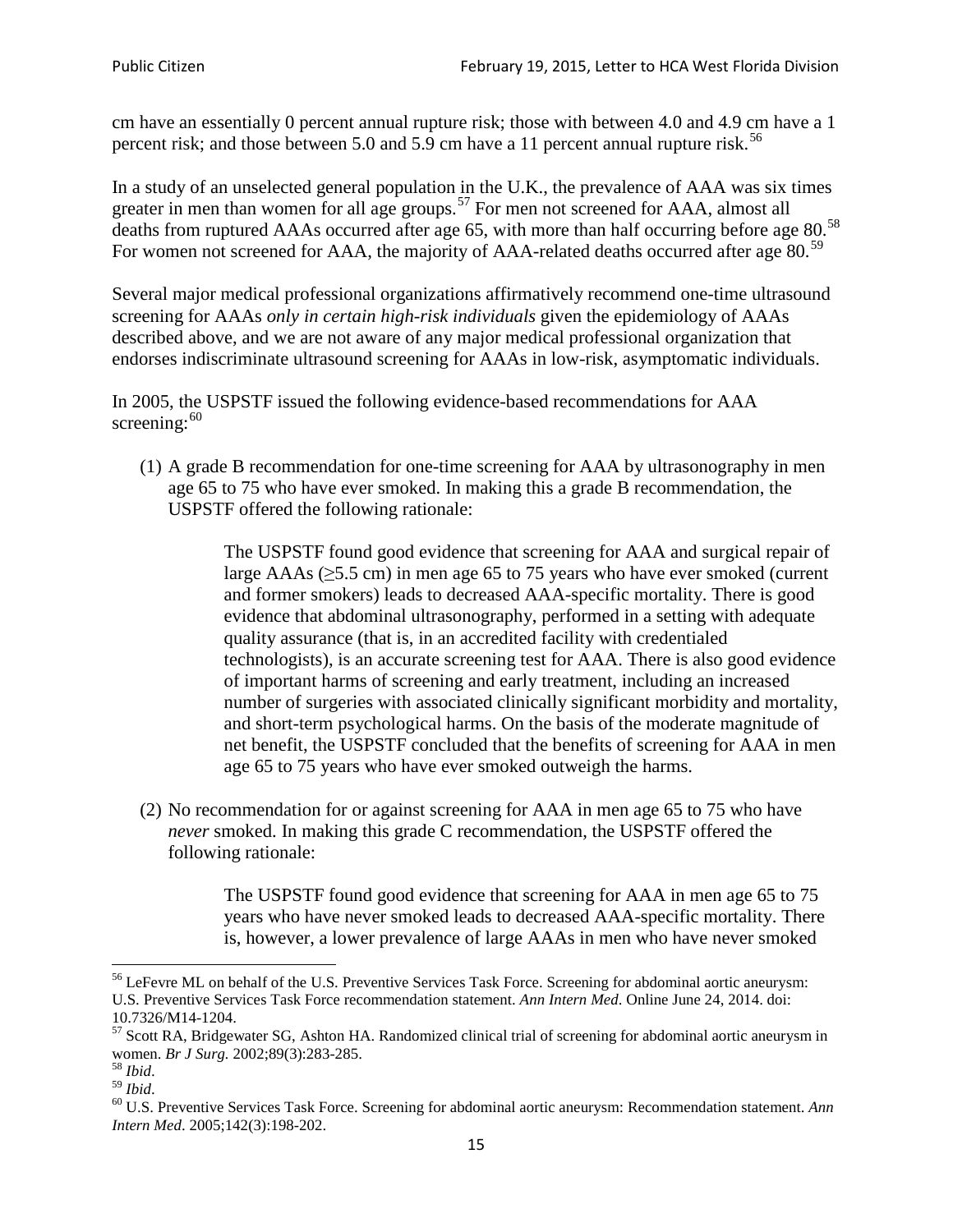cm have an essentially 0 percent annual rupture risk; those with between 4.0 and 4.9 cm have a 1 percent risk; and those between 5.0 and 5.9 cm have a 11 percent annual rupture risk.[56]

In a study of an unselected general population in the U.K., the prevalence of AAA was six times greater in men than women for all age groups.[57] For men not screened for AAA, almost all deaths from ruptured AAAs occurred after age 65, with more than half occurring before age 80.[58] For women not screened for AAA, the majority of AAA-related deaths occurred after age 80.[59]

Several major medical professional organizations affirmatively recommend one-time ultrasound screening for AAAs *only in certain high-risk individuals* given the epidemiology of AAAs described above, and we are not aware of any major medical professional organization that endorses indiscriminate ultrasound screening for AAAs in low-risk, asymptomatic individuals.

In 2005, the USPSTF issued the following evidence-based recommendations for AAA screening:[60]

(1) A grade B recommendation for one-time screening for AAA by ultrasonography in men age 65 to 75 who have ever smoked. In making this a grade B recommendation, the USPSTF offered the following rationale:

> The USPSTF found good evidence that screening for AAA and surgical repair of large AAAs (≥5.5 cm) in men age 65 to 75 years who have ever smoked (current and former smokers) leads to decreased AAA-specific mortality. There is good evidence that abdominal ultrasonography, performed in a setting with adequate quality assurance (that is, in an accredited facility with credentialed technologists), is an accurate screening test for AAA. There is also good evidence of important harms of screening and early treatment, including an increased number of surgeries with associated clinically significant morbidity and mortality, and short-term psychological harms. On the basis of the moderate magnitude of net benefit, the USPSTF concluded that the benefits of screening for AAA in men age 65 to 75 years who have ever smoked outweigh the harms.

(2) No recommendation for or against screening for AAA in men age 65 to 75 who have *never* smoked. In making this grade C recommendation, the USPSTF offered the following rationale:

> The USPSTF found good evidence that screening for AAA in men age 65 to 75 years who have never smoked leads to decreased AAA-specific mortality. There is, however, a lower prevalence of large AAAs in men who have never smoked

---

[56] LeFevre ML on behalf of the U.S. Preventive Services Task Force. Screening for abdominal aortic aneurysm: U.S. Preventive Services Task Force recommendation statement. *Ann Intern Med*. Online June 24, 2014. doi: 10.7326/M14-1204.

[57] Scott RA, Bridgewater SG, Ashton HA. Randomized clinical trial of screening for abdominal aortic aneurysm in women. *Br J Surg.* 2002;89(3):283-285.

[58] *Ibid*.

[59] *Ibid*.

[60] U.S. Preventive Services Task Force. Screening for abdominal aortic aneurysm: Recommendation statement. *Ann Intern Med*. 2005;142(3):198-202.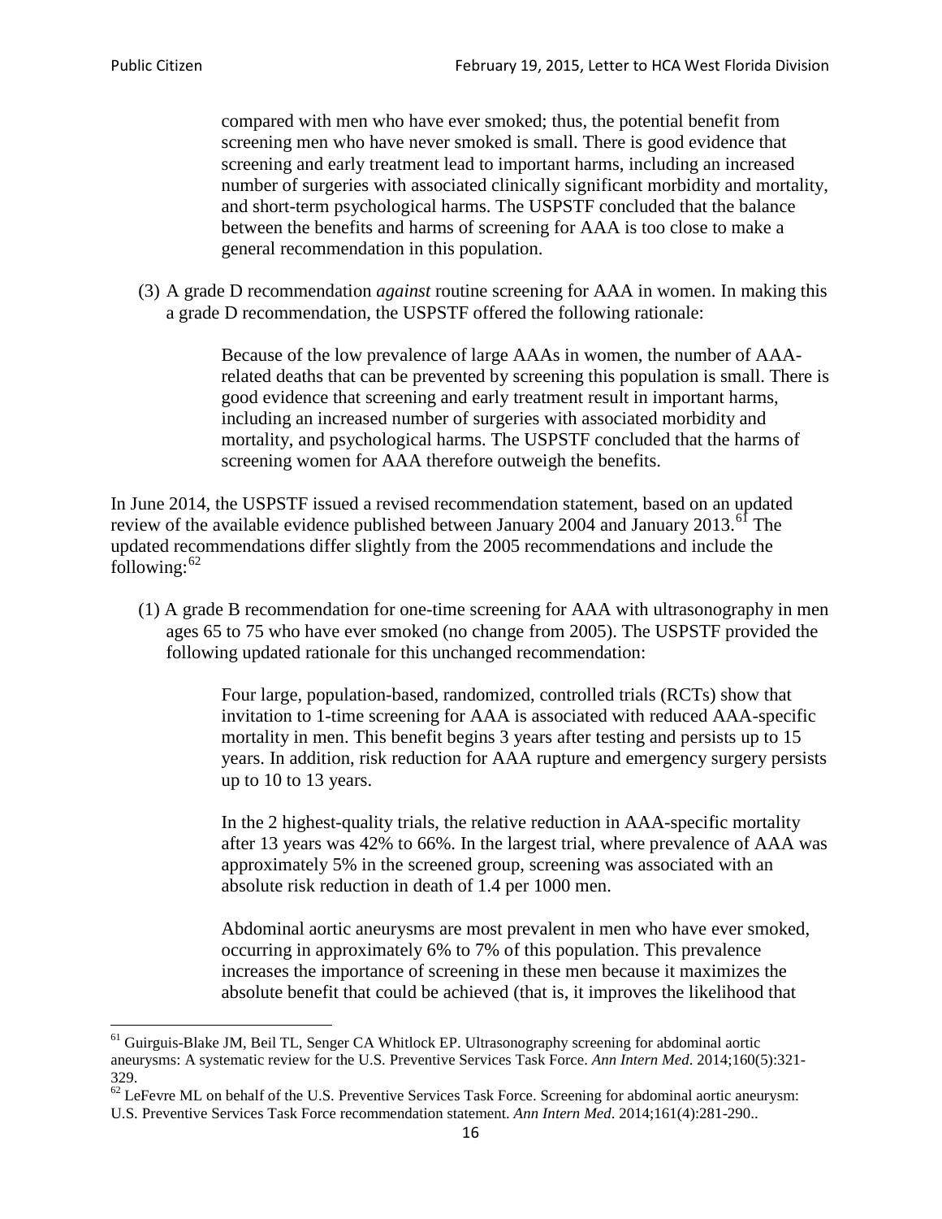> compared with men who have ever smoked; thus, the potential benefit from screening men who have never smoked is small. There is good evidence that screening and early treatment lead to important harms, including an increased number of surgeries with associated clinically significant morbidity and mortality, and short-term psychological harms. The USPSTF concluded that the balance between the benefits and harms of screening for AAA is too close to make a general recommendation in this population.

(3) A grade D recommendation *against* routine screening for AAA in women. In making this a grade D recommendation, the USPSTF offered the following rationale:

> Because of the low prevalence of large AAAs in women, the number of AAA-related deaths that can be prevented by screening this population is small. There is good evidence that screening and early treatment result in important harms, including an increased number of surgeries with associated morbidity and mortality, and psychological harms. The USPSTF concluded that the harms of screening women for AAA therefore outweigh the benefits.

In June 2014, the USPSTF issued a revised recommendation statement, based on an updated review of the available evidence published between January 2004 and January 2013.[61] The updated recommendations differ slightly from the 2005 recommendations and include the following:[62]

(1) A grade B recommendation for one-time screening for AAA with ultrasonography in men ages 65 to 75 who have ever smoked (no change from 2005). The USPSTF provided the following updated rationale for this unchanged recommendation:

> Four large, population-based, randomized, controlled trials (RCTs) show that invitation to 1-time screening for AAA is associated with reduced AAA-specific mortality in men. This benefit begins 3 years after testing and persists up to 15 years. In addition, risk reduction for AAA rupture and emergency surgery persists up to 10 to 13 years.
>
> In the 2 highest-quality trials, the relative reduction in AAA-specific mortality after 13 years was 42% to 66%. In the largest trial, where prevalence of AAA was approximately 5% in the screened group, screening was associated with an absolute risk reduction in death of 1.4 per 1000 men.
>
> Abdominal aortic aneurysms are most prevalent in men who have ever smoked, occurring in approximately 6% to 7% of this population. This prevalence increases the importance of screening in these men because it maximizes the absolute benefit that could be achieved (that is, it improves the likelihood that

---

[61] Guirguis-Blake JM, Beil TL, Senger CA Whitlock EP. Ultrasonography screening for abdominal aortic aneurysms: A systematic review for the U.S. Preventive Services Task Force. *Ann Intern Med*. 2014;160(5):321-329.

[62] LeFevre ML on behalf of the U.S. Preventive Services Task Force. Screening for abdominal aortic aneurysm: U.S. Preventive Services Task Force recommendation statement. *Ann Intern Med*. 2014;161(4):281-290..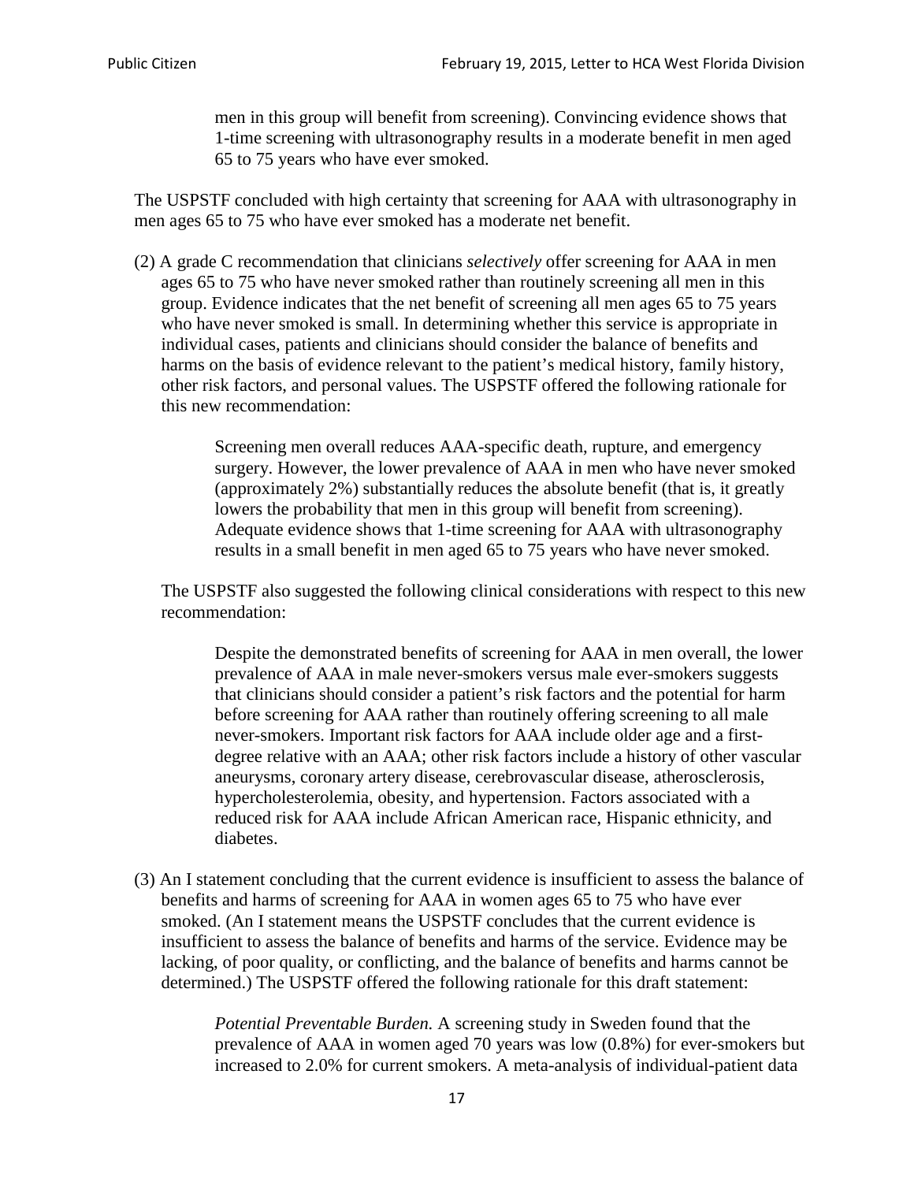> men in this group will benefit from screening). Convincing evidence shows that 1-time screening with ultrasonography results in a moderate benefit in men aged 65 to 75 years who have ever smoked.

The USPSTF concluded with high certainty that screening for AAA with ultrasonography in men ages 65 to 75 who have ever smoked has a moderate net benefit.

(2) A grade C recommendation that clinicians *selectively* offer screening for AAA in men ages 65 to 75 who have never smoked rather than routinely screening all men in this group. Evidence indicates that the net benefit of screening all men ages 65 to 75 years who have never smoked is small. In determining whether this service is appropriate in individual cases, patients and clinicians should consider the balance of benefits and harms on the basis of evidence relevant to the patient's medical history, family history, other risk factors, and personal values. The USPSTF offered the following rationale for this new recommendation:

> Screening men overall reduces AAA-specific death, rupture, and emergency surgery. However, the lower prevalence of AAA in men who have never smoked (approximately 2%) substantially reduces the absolute benefit (that is, it greatly lowers the probability that men in this group will benefit from screening). Adequate evidence shows that 1-time screening for AAA with ultrasonography results in a small benefit in men aged 65 to 75 years who have never smoked.

The USPSTF also suggested the following clinical considerations with respect to this new recommendation:

> Despite the demonstrated benefits of screening for AAA in men overall, the lower prevalence of AAA in male never-smokers versus male ever-smokers suggests that clinicians should consider a patient's risk factors and the potential for harm before screening for AAA rather than routinely offering screening to all male never-smokers. Important risk factors for AAA include older age and a first-degree relative with an AAA; other risk factors include a history of other vascular aneurysms, coronary artery disease, cerebrovascular disease, atherosclerosis, hypercholesterolemia, obesity, and hypertension. Factors associated with a reduced risk for AAA include African American race, Hispanic ethnicity, and diabetes.

(3) An I statement concluding that the current evidence is insufficient to assess the balance of benefits and harms of screening for AAA in women ages 65 to 75 who have ever smoked. (An I statement means the USPSTF concludes that the current evidence is insufficient to assess the balance of benefits and harms of the service. Evidence may be lacking, of poor quality, or conflicting, and the balance of benefits and harms cannot be determined.) The USPSTF offered the following rationale for this draft statement:

> *Potential Preventable Burden.* A screening study in Sweden found that the prevalence of AAA in women aged 70 years was low (0.8%) for ever-smokers but increased to 2.0% for current smokers. A meta-analysis of individual-patient data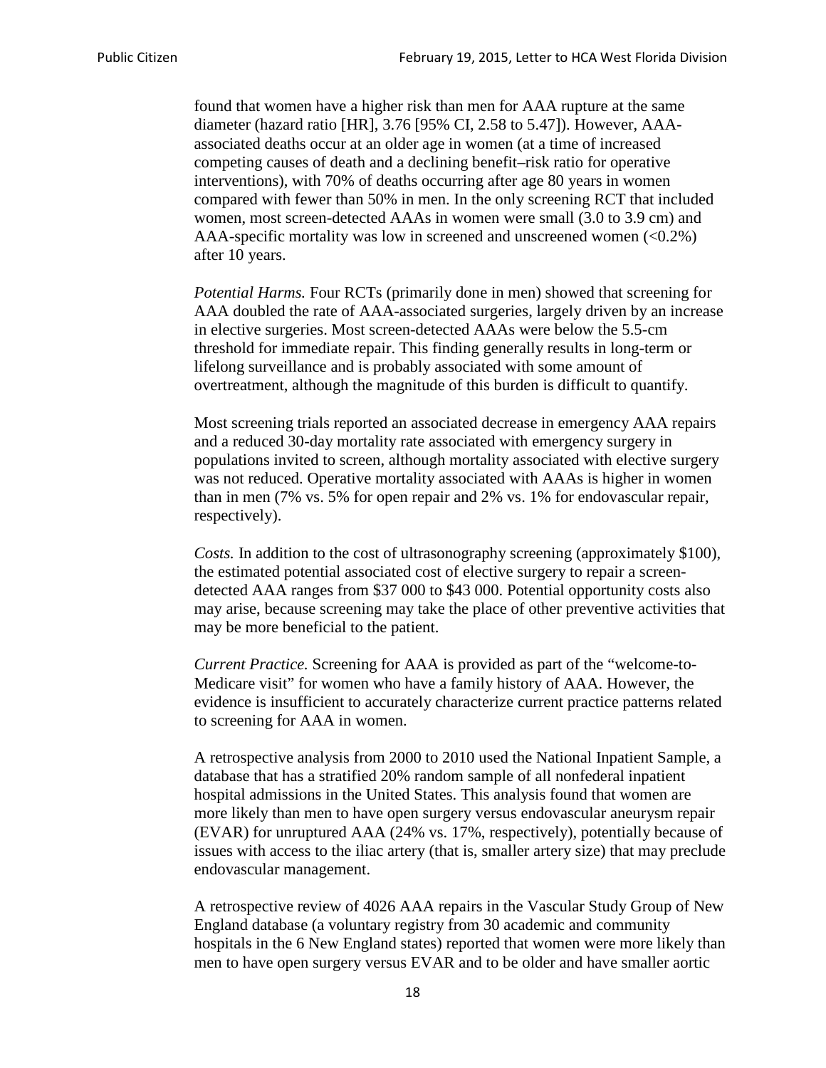found that women have a higher risk than men for AAA rupture at the same diameter (hazard ratio [HR], 3.76 [95% CI, 2.58 to 5.47]). However, AAA-associated deaths occur at an older age in women (at a time of increased competing causes of death and a declining benefit–risk ratio for operative interventions), with 70% of deaths occurring after age 80 years in women compared with fewer than 50% in men. In the only screening RCT that included women, most screen-detected AAAs in women were small (3.0 to 3.9 cm) and AAA-specific mortality was low in screened and unscreened women (<0.2%) after 10 years.

*Potential Harms.* Four RCTs (primarily done in men) showed that screening for AAA doubled the rate of AAA-associated surgeries, largely driven by an increase in elective surgeries. Most screen-detected AAAs were below the 5.5-cm threshold for immediate repair. This finding generally results in long-term or lifelong surveillance and is probably associated with some amount of overtreatment, although the magnitude of this burden is difficult to quantify.

Most screening trials reported an associated decrease in emergency AAA repairs and a reduced 30-day mortality rate associated with emergency surgery in populations invited to screen, although mortality associated with elective surgery was not reduced. Operative mortality associated with AAAs is higher in women than in men (7% vs. 5% for open repair and 2% vs. 1% for endovascular repair, respectively).

*Costs.* In addition to the cost of ultrasonography screening (approximately $100), the estimated potential associated cost of elective surgery to repair a screen-detected AAA ranges from $37 000 to $43 000. Potential opportunity costs also may arise, because screening may take the place of other preventive activities that may be more beneficial to the patient.

*Current Practice.* Screening for AAA is provided as part of the "welcome-to-Medicare visit" for women who have a family history of AAA. However, the evidence is insufficient to accurately characterize current practice patterns related to screening for AAA in women.

A retrospective analysis from 2000 to 2010 used the National Inpatient Sample, a database that has a stratified 20% random sample of all nonfederal inpatient hospital admissions in the United States. This analysis found that women are more likely than men to have open surgery versus endovascular aneurysm repair (EVAR) for unruptured AAA (24% vs. 17%, respectively), potentially because of issues with access to the iliac artery (that is, smaller artery size) that may preclude endovascular management.

A retrospective review of 4026 AAA repairs in the Vascular Study Group of New England database (a voluntary registry from 30 academic and community hospitals in the 6 New England states) reported that women were more likely than men to have open surgery versus EVAR and to be older and have smaller aortic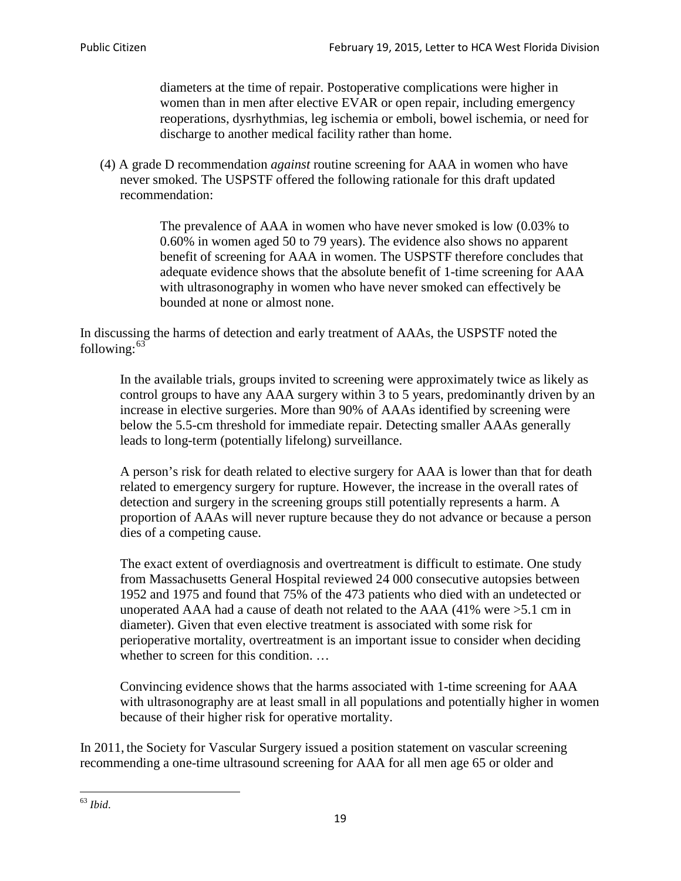diameters at the time of repair. Postoperative complications were higher in women than in men after elective EVAR or open repair, including emergency reoperations, dysrhythmias, leg ischemia or emboli, bowel ischemia, or need for discharge to another medical facility rather than home.

(4) A grade D recommendation *against* routine screening for AAA in women who have never smoked. The USPSTF offered the following rationale for this draft updated recommendation:

> The prevalence of AAA in women who have never smoked is low (0.03% to 0.60% in women aged 50 to 79 years). The evidence also shows no apparent benefit of screening for AAA in women. The USPSTF therefore concludes that adequate evidence shows that the absolute benefit of 1-time screening for AAA with ultrasonography in women who have never smoked can effectively be bounded at none or almost none.

In discussing the harms of detection and early treatment of AAAs, the USPSTF noted the following:[63]

> In the available trials, groups invited to screening were approximately twice as likely as control groups to have any AAA surgery within 3 to 5 years, predominantly driven by an increase in elective surgeries. More than 90% of AAAs identified by screening were below the 5.5-cm threshold for immediate repair. Detecting smaller AAAs generally leads to long-term (potentially lifelong) surveillance.
>
> A person's risk for death related to elective surgery for AAA is lower than that for death related to emergency surgery for rupture. However, the increase in the overall rates of detection and surgery in the screening groups still potentially represents a harm. A proportion of AAAs will never rupture because they do not advance or because a person dies of a competing cause.
>
> The exact extent of overdiagnosis and overtreatment is difficult to estimate. One study from Massachusetts General Hospital reviewed 24 000 consecutive autopsies between 1952 and 1975 and found that 75% of the 473 patients who died with an undetected or unoperated AAA had a cause of death not related to the AAA (41% were >5.1 cm in diameter). Given that even elective treatment is associated with some risk for perioperative mortality, overtreatment is an important issue to consider when deciding whether to screen for this condition. …
>
> Convincing evidence shows that the harms associated with 1-time screening for AAA with ultrasonography are at least small in all populations and potentially higher in women because of their higher risk for operative mortality.

In 2011, the Society for Vascular Surgery issued a position statement on vascular screening recommending a one-time ultrasound screening for AAA for all men age 65 or older and

[63] *Ibid*.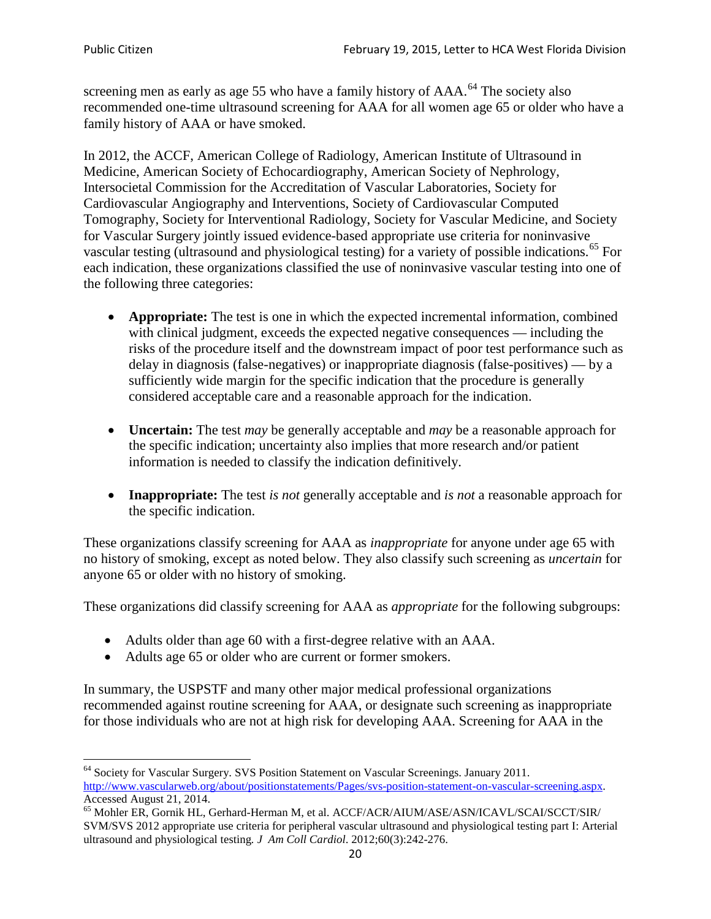screening men as early as age 55 who have a family history of AAA.[64] The society also recommended one-time ultrasound screening for AAA for all women age 65 or older who have a family history of AAA or have smoked.

In 2012, the ACCF, American College of Radiology, American Institute of Ultrasound in Medicine, American Society of Echocardiography, American Society of Nephrology, Intersocietal Commission for the Accreditation of Vascular Laboratories, Society for Cardiovascular Angiography and Interventions, Society of Cardiovascular Computed Tomography, Society for Interventional Radiology, Society for Vascular Medicine, and Society for Vascular Surgery jointly issued evidence-based appropriate use criteria for noninvasive vascular testing (ultrasound and physiological testing) for a variety of possible indications.[65] For each indication, these organizations classified the use of noninvasive vascular testing into one of the following three categories:

- **Appropriate:** The test is one in which the expected incremental information, combined with clinical judgment, exceeds the expected negative consequences — including the risks of the procedure itself and the downstream impact of poor test performance such as delay in diagnosis (false-negatives) or inappropriate diagnosis (false-positives) — by a sufficiently wide margin for the specific indication that the procedure is generally considered acceptable care and a reasonable approach for the indication.

- **Uncertain:** The test *may* be generally acceptable and *may* be a reasonable approach for the specific indication; uncertainty also implies that more research and/or patient information is needed to classify the indication definitively.

- **Inappropriate:** The test *is not* generally acceptable and *is not* a reasonable approach for the specific indication.

These organizations classify screening for AAA as *inappropriate* for anyone under age 65 with no history of smoking, except as noted below. They also classify such screening as *uncertain* for anyone 65 or older with no history of smoking.

These organizations did classify screening for AAA as *appropriate* for the following subgroups:

- Adults older than age 60 with a first-degree relative with an AAA.
- Adults age 65 or older who are current or former smokers.

In summary, the USPSTF and many other major medical professional organizations recommended against routine screening for AAA, or designate such screening as inappropriate for those individuals who are not at high risk for developing AAA. Screening for AAA in the

---

[64] Society for Vascular Surgery. SVS Position Statement on Vascular Screenings. January 2011. http://www.vascularweb.org/about/positionstatements/Pages/svs-position-statement-on-vascular-screening.aspx. Accessed August 21, 2014.

[65] Mohler ER, Gornik HL, Gerhard-Herman M, et al. ACCF/ACR/AIUM/ASE/ASN/ICAVL/SCAI/SCCT/SIR/SVM/SVS 2012 appropriate use criteria for peripheral vascular ultrasound and physiological testing part I: Arterial ultrasound and physiological testing. *J Am Coll Cardiol*. 2012;60(3):242-276.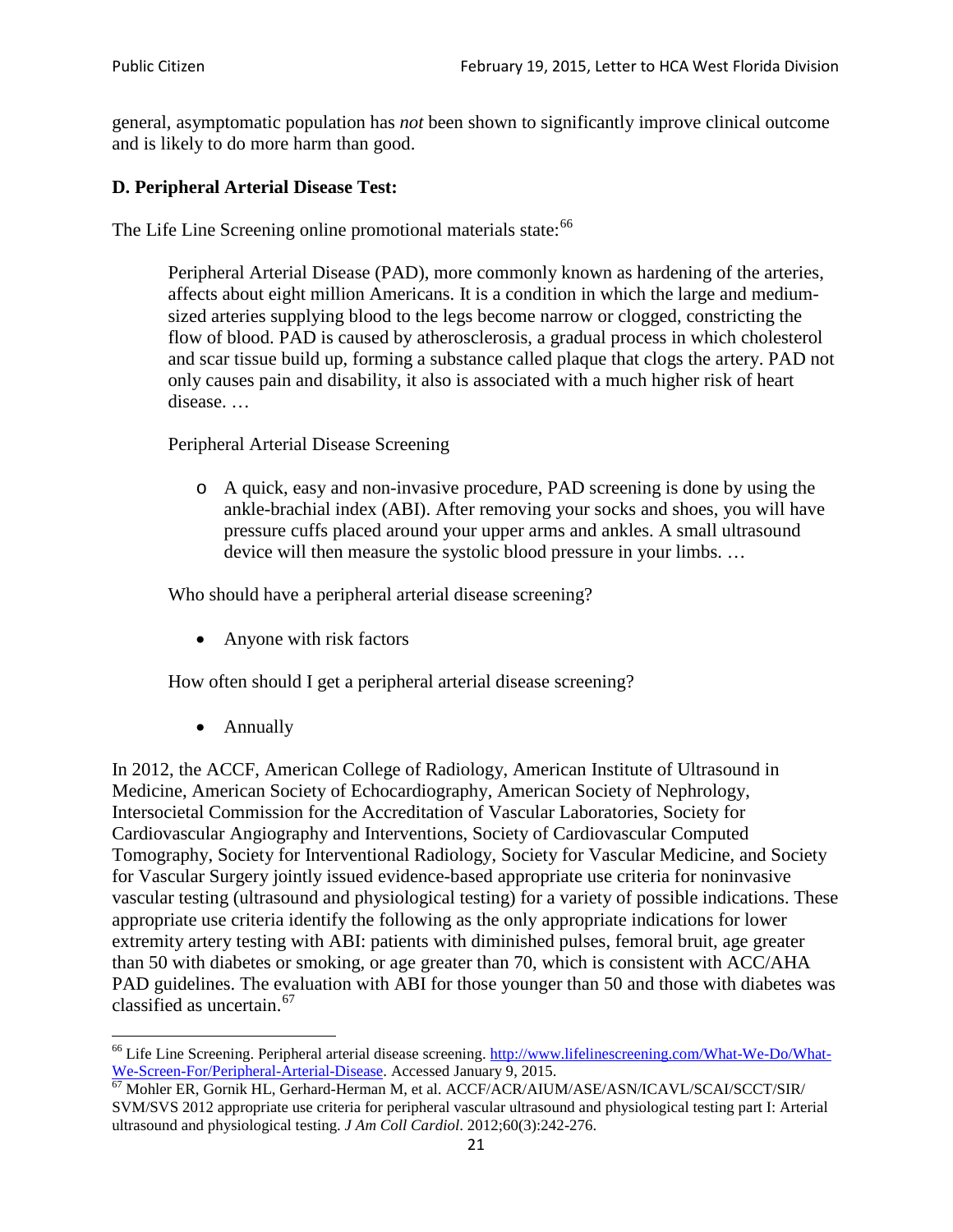general, asymptomatic population has *not* been shown to significantly improve clinical outcome and is likely to do more harm than good.

### D. Peripheral Arterial Disease Test:

The Life Line Screening online promotional materials state:[66]

> Peripheral Arterial Disease (PAD), more commonly known as hardening of the arteries, affects about eight million Americans. It is a condition in which the large and medium-sized arteries supplying blood to the legs become narrow or clogged, constricting the flow of blood. PAD is caused by atherosclerosis, a gradual process in which cholesterol and scar tissue build up, forming a substance called plaque that clogs the artery. PAD not only causes pain and disability, it also is associated with a much higher risk of heart disease. …
>
> Peripheral Arterial Disease Screening
>
> - A quick, easy and non-invasive procedure, PAD screening is done by using the ankle-brachial index (ABI). After removing your socks and shoes, you will have pressure cuffs placed around your upper arms and ankles. A small ultrasound device will then measure the systolic blood pressure in your limbs. …
>
> Who should have a peripheral arterial disease screening?
>
> - Anyone with risk factors
>
> How often should I get a peripheral arterial disease screening?
>
> - Annually

In 2012, the ACCF, American College of Radiology, American Institute of Ultrasound in Medicine, American Society of Echocardiography, American Society of Nephrology, Intersocietal Commission for the Accreditation of Vascular Laboratories, Society for Cardiovascular Angiography and Interventions, Society of Cardiovascular Computed Tomography, Society for Interventional Radiology, Society for Vascular Medicine, and Society for Vascular Surgery jointly issued evidence-based appropriate use criteria for noninvasive vascular testing (ultrasound and physiological testing) for a variety of possible indications. These appropriate use criteria identify the following as the only appropriate indications for lower extremity artery testing with ABI: patients with diminished pulses, femoral bruit, age greater than 50 with diabetes or smoking, or age greater than 70, which is consistent with ACC/AHA PAD guidelines. The evaluation with ABI for those younger than 50 and those with diabetes was classified as uncertain.[67]

---

[66] Life Line Screening. Peripheral arterial disease screening. http://www.lifelinescreening.com/What-We-Do/What-We-Screen-For/Peripheral-Arterial-Disease. Accessed January 9, 2015.

[67] Mohler ER, Gornik HL, Gerhard-Herman M, et al. ACCF/ACR/AIUM/ASE/ASN/ICAVL/SCAI/SCCT/SIR/SVM/SVS 2012 appropriate use criteria for peripheral vascular ultrasound and physiological testing part I: Arterial ultrasound and physiological testing. *J Am Coll Cardiol*. 2012;60(3):242-276.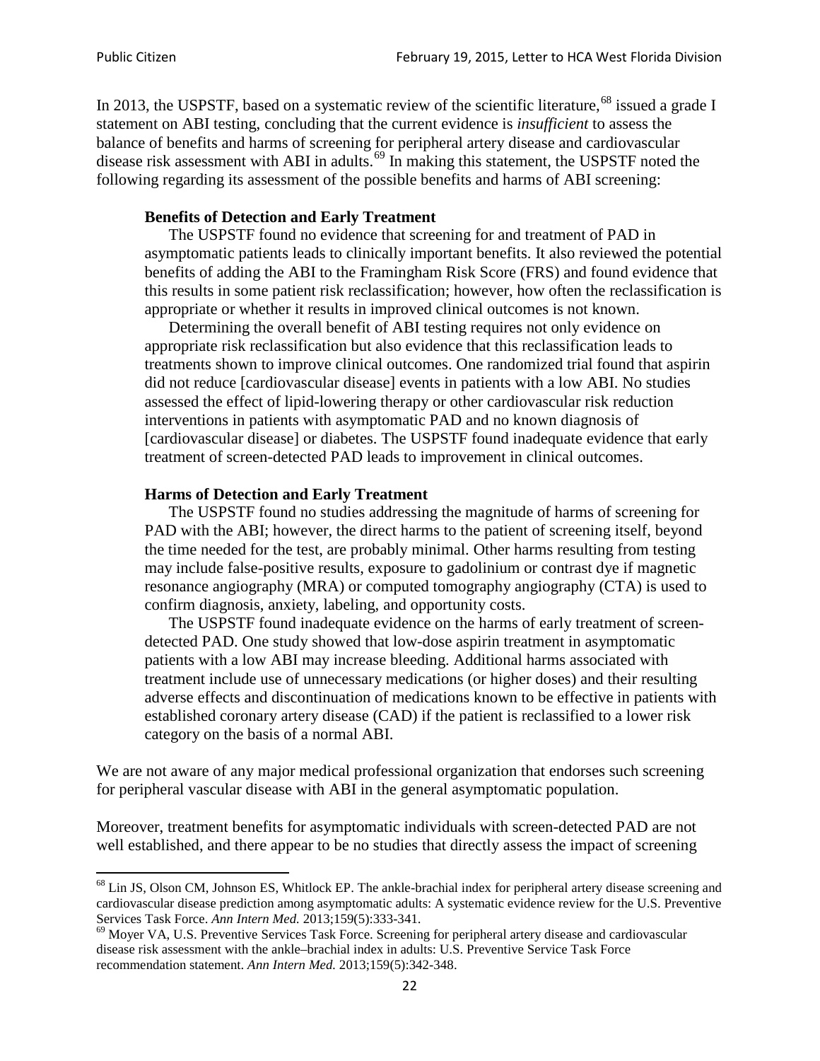In 2013, the USPSTF, based on a systematic review of the scientific literature,[68] issued a grade I statement on ABI testing, concluding that the current evidence is *insufficient* to assess the balance of benefits and harms of screening for peripheral artery disease and cardiovascular disease risk assessment with ABI in adults.[69] In making this statement, the USPSTF noted the following regarding its assessment of the possible benefits and harms of ABI screening:

> **Benefits of Detection and Early Treatment**
>
> The USPSTF found no evidence that screening for and treatment of PAD in asymptomatic patients leads to clinically important benefits. It also reviewed the potential benefits of adding the ABI to the Framingham Risk Score (FRS) and found evidence that this results in some patient risk reclassification; however, how often the reclassification is appropriate or whether it results in improved clinical outcomes is not known.
>
> Determining the overall benefit of ABI testing requires not only evidence on appropriate risk reclassification but also evidence that this reclassification leads to treatments shown to improve clinical outcomes. One randomized trial found that aspirin did not reduce [cardiovascular disease] events in patients with a low ABI. No studies assessed the effect of lipid-lowering therapy or other cardiovascular risk reduction interventions in patients with asymptomatic PAD and no known diagnosis of [cardiovascular disease] or diabetes. The USPSTF found inadequate evidence that early treatment of screen-detected PAD leads to improvement in clinical outcomes.
>
> **Harms of Detection and Early Treatment**
>
> The USPSTF found no studies addressing the magnitude of harms of screening for PAD with the ABI; however, the direct harms to the patient of screening itself, beyond the time needed for the test, are probably minimal. Other harms resulting from testing may include false-positive results, exposure to gadolinium or contrast dye if magnetic resonance angiography (MRA) or computed tomography angiography (CTA) is used to confirm diagnosis, anxiety, labeling, and opportunity costs.
>
> The USPSTF found inadequate evidence on the harms of early treatment of screen-detected PAD. One study showed that low-dose aspirin treatment in asymptomatic patients with a low ABI may increase bleeding. Additional harms associated with treatment include use of unnecessary medications (or higher doses) and their resulting adverse effects and discontinuation of medications known to be effective in patients with established coronary artery disease (CAD) if the patient is reclassified to a lower risk category on the basis of a normal ABI.

We are not aware of any major medical professional organization that endorses such screening for peripheral vascular disease with ABI in the general asymptomatic population.

Moreover, treatment benefits for asymptomatic individuals with screen-detected PAD are not well established, and there appear to be no studies that directly assess the impact of screening

---

[68] Lin JS, Olson CM, Johnson ES, Whitlock EP. The ankle-brachial index for peripheral artery disease screening and cardiovascular disease prediction among asymptomatic adults: A systematic evidence review for the U.S. Preventive Services Task Force. *Ann Intern Med.* 2013;159(5):333-341.

[69] Moyer VA, U.S. Preventive Services Task Force. Screening for peripheral artery disease and cardiovascular disease risk assessment with the ankle–brachial index in adults: U.S. Preventive Service Task Force recommendation statement. *Ann Intern Med.* 2013;159(5):342-348.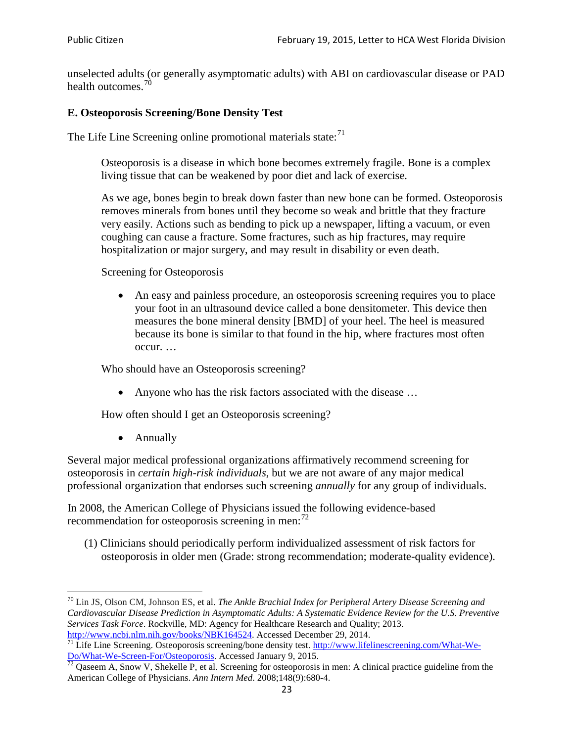unselected adults (or generally asymptomatic adults) with ABI on cardiovascular disease or PAD health outcomes.[70]

### E. Osteoporosis Screening/Bone Density Test

The Life Line Screening online promotional materials state:[71]

> Osteoporosis is a disease in which bone becomes extremely fragile. Bone is a complex living tissue that can be weakened by poor diet and lack of exercise.
>
> As we age, bones begin to break down faster than new bone can be formed. Osteoporosis removes minerals from bones until they become so weak and brittle that they fracture very easily. Actions such as bending to pick up a newspaper, lifting a vacuum, or even coughing can cause a fracture. Some fractures, such as hip fractures, may require hospitalization or major surgery, and may result in disability or even death.
>
> Screening for Osteoporosis
>
> - An easy and painless procedure, an osteoporosis screening requires you to place your foot in an ultrasound device called a bone densitometer. This device then measures the bone mineral density [BMD] of your heel. The heel is measured because its bone is similar to that found in the hip, where fractures most often occur. …
>
> Who should have an Osteoporosis screening?
>
> - Anyone who has the risk factors associated with the disease …
>
> How often should I get an Osteoporosis screening?
>
> - Annually

Several major medical professional organizations affirmatively recommend screening for osteoporosis in *certain high-risk individuals*, but we are not aware of any major medical professional organization that endorses such screening *annually* for any group of individuals.

In 2008, the American College of Physicians issued the following evidence-based recommendation for osteoporosis screening in men:[72]

(1) Clinicians should periodically perform individualized assessment of risk factors for osteoporosis in older men (Grade: strong recommendation; moderate-quality evidence).

---

[70] Lin JS, Olson CM, Johnson ES, et al. *The Ankle Brachial Index for Peripheral Artery Disease Screening and Cardiovascular Disease Prediction in Asymptomatic Adults: A Systematic Evidence Review for the U.S. Preventive Services Task Force*. Rockville, MD: Agency for Healthcare Research and Quality; 2013. http://www.ncbi.nlm.nih.gov/books/NBK164524. Accessed December 29, 2014.

[71] Life Line Screening. Osteoporosis screening/bone density test. http://www.lifelinescreening.com/What-We-Do/What-We-Screen-For/Osteoporosis. Accessed January 9, 2015.

[72] Qaseem A, Snow V, Shekelle P, et al. Screening for osteoporosis in men: A clinical practice guideline from the American College of Physicians. *Ann Intern Med*. 2008;148(9):680-4.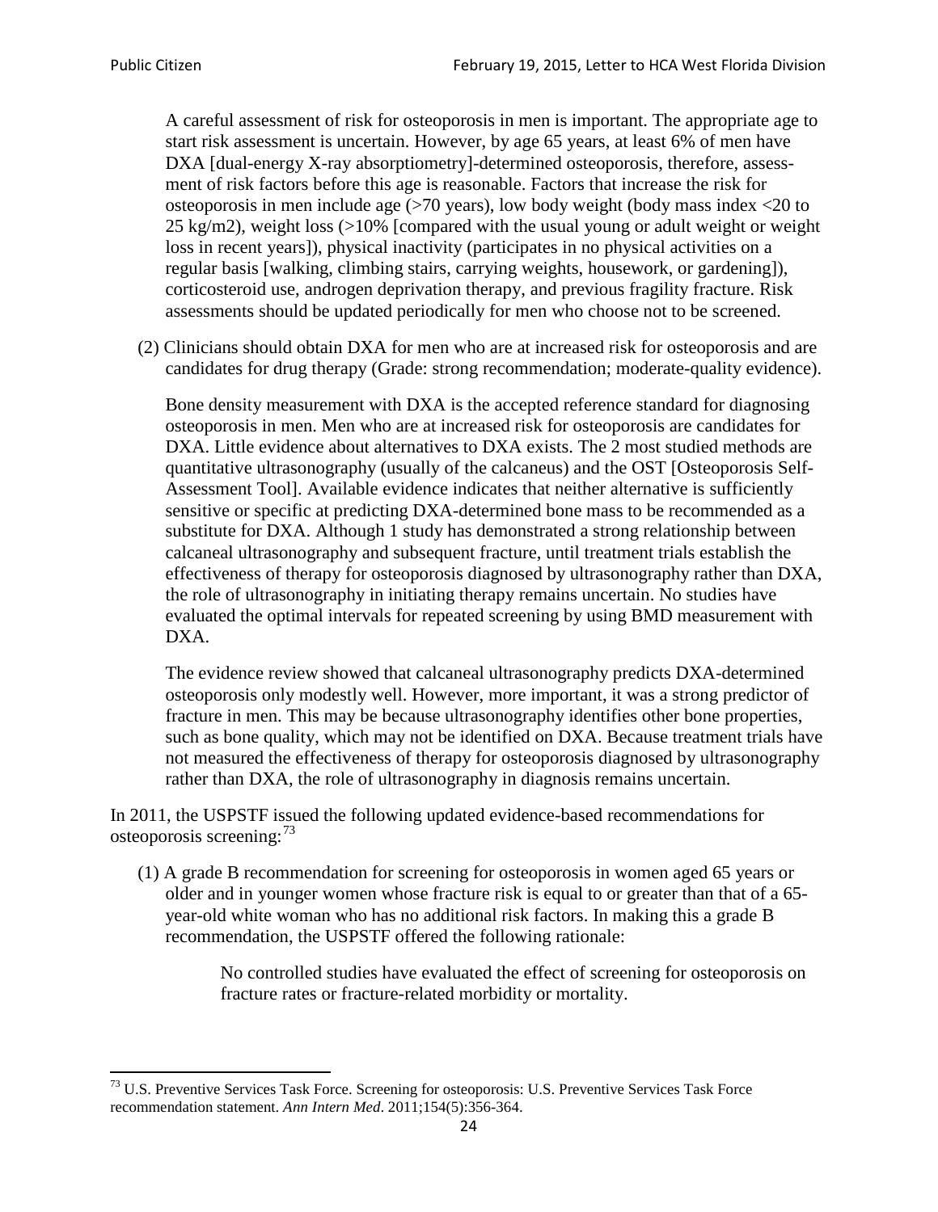A careful assessment of risk for osteoporosis in men is important. The appropriate age to start risk assessment is uncertain. However, by age 65 years, at least 6% of men have DXA [dual-energy X-ray absorptiometry]-determined osteoporosis, therefore, assessment of risk factors before this age is reasonable. Factors that increase the risk for osteoporosis in men include age (>70 years), low body weight (body mass index <20 to 25 kg/m2), weight loss (>10% [compared with the usual young or adult weight or weight loss in recent years]), physical inactivity (participates in no physical activities on a regular basis [walking, climbing stairs, carrying weights, housework, or gardening]), corticosteroid use, androgen deprivation therapy, and previous fragility fracture. Risk assessments should be updated periodically for men who choose not to be screened.

(2) Clinicians should obtain DXA for men who are at increased risk for osteoporosis and are candidates for drug therapy (Grade: strong recommendation; moderate-quality evidence).

Bone density measurement with DXA is the accepted reference standard for diagnosing osteoporosis in men. Men who are at increased risk for osteoporosis are candidates for DXA. Little evidence about alternatives to DXA exists. The 2 most studied methods are quantitative ultrasonography (usually of the calcaneus) and the OST [Osteoporosis Self-Assessment Tool]. Available evidence indicates that neither alternative is sufficiently sensitive or specific at predicting DXA-determined bone mass to be recommended as a substitute for DXA. Although 1 study has demonstrated a strong relationship between calcaneal ultrasonography and subsequent fracture, until treatment trials establish the effectiveness of therapy for osteoporosis diagnosed by ultrasonography rather than DXA, the role of ultrasonography in initiating therapy remains uncertain. No studies have evaluated the optimal intervals for repeated screening by using BMD measurement with DXA.

The evidence review showed that calcaneal ultrasonography predicts DXA-determined osteoporosis only modestly well. However, more important, it was a strong predictor of fracture in men. This may be because ultrasonography identifies other bone properties, such as bone quality, which may not be identified on DXA. Because treatment trials have not measured the effectiveness of therapy for osteoporosis diagnosed by ultrasonography rather than DXA, the role of ultrasonography in diagnosis remains uncertain.

In 2011, the USPSTF issued the following updated evidence-based recommendations for osteoporosis screening:[73]

(1) A grade B recommendation for screening for osteoporosis in women aged 65 years or older and in younger women whose fracture risk is equal to or greater than that of a 65-year-old white woman who has no additional risk factors. In making this a grade B recommendation, the USPSTF offered the following rationale:

> No controlled studies have evaluated the effect of screening for osteoporosis on fracture rates or fracture-related morbidity or mortality.

[73] U.S. Preventive Services Task Force. Screening for osteoporosis: U.S. Preventive Services Task Force recommendation statement. *Ann Intern Med*. 2011;154(5):356-364.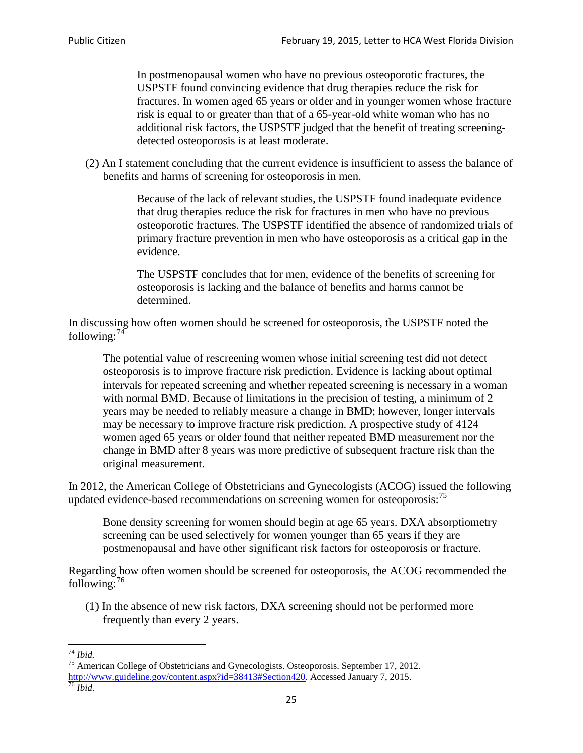> In postmenopausal women who have no previous osteoporotic fractures, the USPSTF found convincing evidence that drug therapies reduce the risk for fractures. In women aged 65 years or older and in younger women whose fracture risk is equal to or greater than that of a 65-year-old white woman who has no additional risk factors, the USPSTF judged that the benefit of treating screening-detected osteoporosis is at least moderate.

(2) An I statement concluding that the current evidence is insufficient to assess the balance of benefits and harms of screening for osteoporosis in men.

> Because of the lack of relevant studies, the USPSTF found inadequate evidence that drug therapies reduce the risk for fractures in men who have no previous osteoporotic fractures. The USPSTF identified the absence of randomized trials of primary fracture prevention in men who have osteoporosis as a critical gap in the evidence.
>
> The USPSTF concludes that for men, evidence of the benefits of screening for osteoporosis is lacking and the balance of benefits and harms cannot be determined.

In discussing how often women should be screened for osteoporosis, the USPSTF noted the following:[74]

> The potential value of rescreening women whose initial screening test did not detect osteoporosis is to improve fracture risk prediction. Evidence is lacking about optimal intervals for repeated screening and whether repeated screening is necessary in a woman with normal BMD. Because of limitations in the precision of testing, a minimum of 2 years may be needed to reliably measure a change in BMD; however, longer intervals may be necessary to improve fracture risk prediction. A prospective study of 4124 women aged 65 years or older found that neither repeated BMD measurement nor the change in BMD after 8 years was more predictive of subsequent fracture risk than the original measurement.

In 2012, the American College of Obstetricians and Gynecologists (ACOG) issued the following updated evidence-based recommendations on screening women for osteoporosis:[75]

> Bone density screening for women should begin at age 65 years. DXA absorptiometry screening can be used selectively for women younger than 65 years if they are postmenopausal and have other significant risk factors for osteoporosis or fracture.

Regarding how often women should be screened for osteoporosis, the ACOG recommended the following:[76]

(1) In the absence of new risk factors, DXA screening should not be performed more frequently than every 2 years.

---

[74] *Ibid.*

[75] American College of Obstetricians and Gynecologists. Osteoporosis. September 17, 2012. http://www.guideline.gov/content.aspx?id=38413#Section420. Accessed January 7, 2015.

[76] *Ibid.*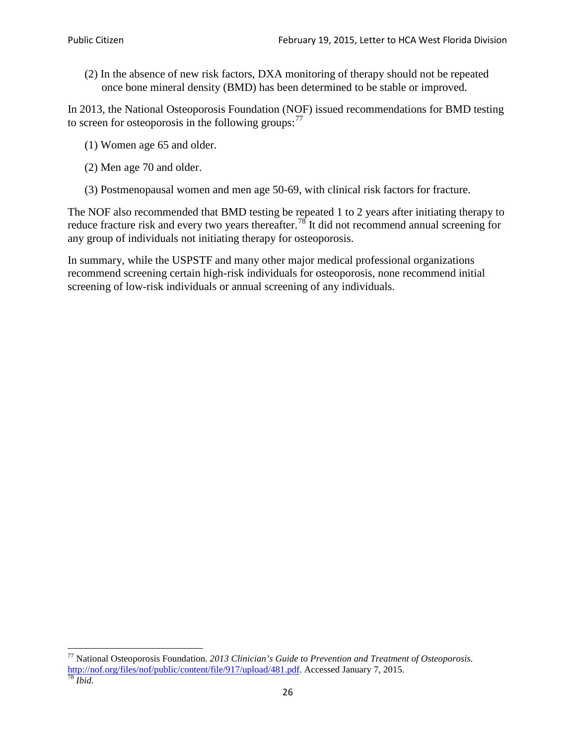(2) In the absence of new risk factors, DXA monitoring of therapy should not be repeated once bone mineral density (BMD) has been determined to be stable or improved.

In 2013, the National Osteoporosis Foundation (NOF) issued recommendations for BMD testing to screen for osteoporosis in the following groups:[77]

(1) Women age 65 and older.

(2) Men age 70 and older.

(3) Postmenopausal women and men age 50-69, with clinical risk factors for fracture.

The NOF also recommended that BMD testing be repeated 1 to 2 years after initiating therapy to reduce fracture risk and every two years thereafter.[78] It did not recommend annual screening for any group of individuals not initiating therapy for osteoporosis.

In summary, while the USPSTF and many other major medical professional organizations recommend screening certain high-risk individuals for osteoporosis, none recommend initial screening of low-risk individuals or annual screening of any individuals.

---

[77] National Osteoporosis Foundation. *2013 Clinician's Guide to Prevention and Treatment of Osteoporosis.* http://nof.org/files/nof/public/content/file/917/upload/481.pdf. Accessed January 7, 2015.

[78] *Ibid.*